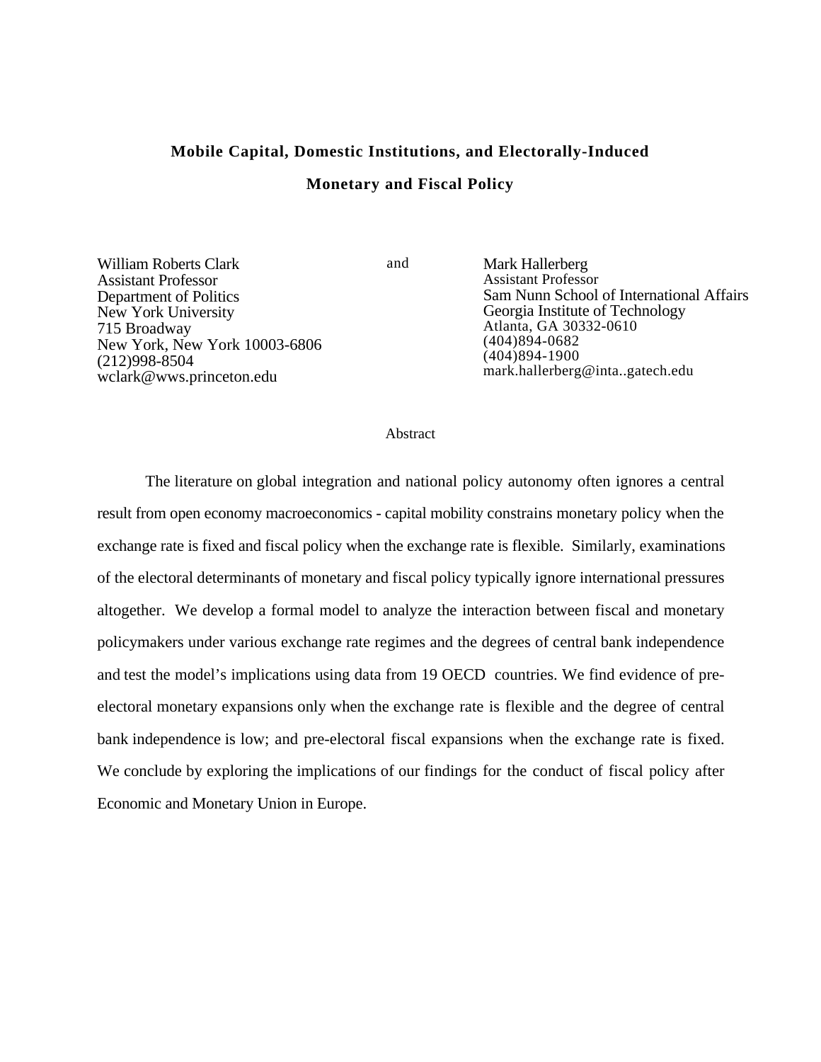# Mobile Capital, Domestic Institutions, and Electorally-Induced Monetary and Fiscal Policy

William Roberts Clark
Assistant Professor
Department of Politics
New York University
715 Broadway
New York, New York 10003-6806
(212)998-8504
wclark@wws.princeton.edu

and

Mark Hallerberg
Assistant Professor
Sam Nunn School of International Affairs
Georgia Institute of Technology
Atlanta, GA 30332-0610
(404)894-0682
(404)894-1900
mark.hallerberg@inta..gatech.edu

## Abstract

The literature on global integration and national policy autonomy often ignores a central result from open economy macroeconomics - capital mobility constrains monetary policy when the exchange rate is fixed and fiscal policy when the exchange rate is flexible. Similarly, examinations of the electoral determinants of monetary and fiscal policy typically ignore international pressures altogether. We develop a formal model to analyze the interaction between fiscal and monetary policymakers under various exchange rate regimes and the degrees of central bank independence and test the model's implications using data from 19 OECD countries. We find evidence of pre-electoral monetary expansions only when the exchange rate is flexible and the degree of central bank independence is low; and pre-electoral fiscal expansions when the exchange rate is fixed. We conclude by exploring the implications of our findings for the conduct of fiscal policy after Economic and Monetary Union in Europe.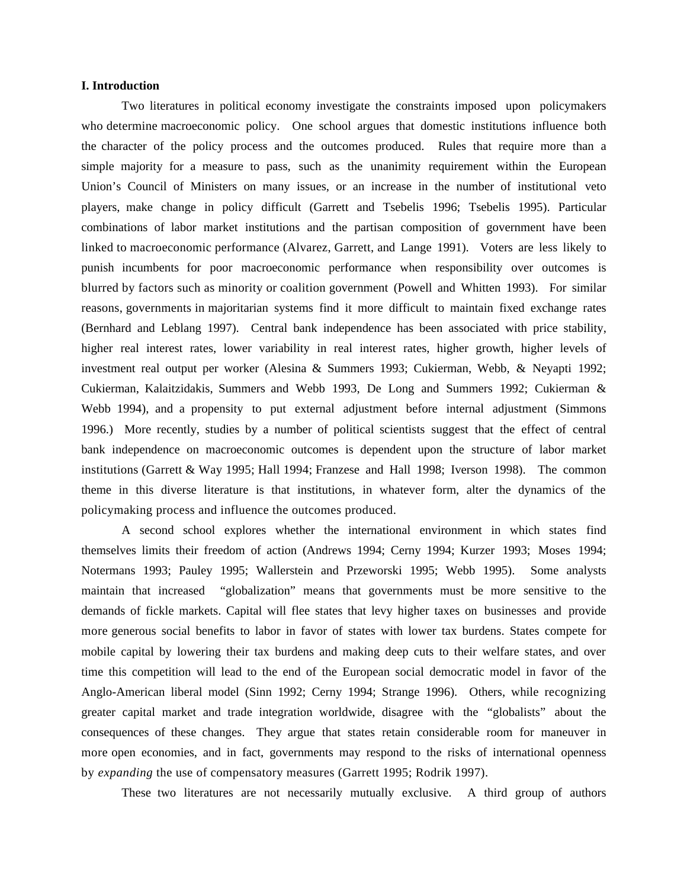**I. Introduction**

Two literatures in political economy investigate the constraints imposed upon policymakers who determine macroeconomic policy. One school argues that domestic institutions influence both the character of the policy process and the outcomes produced. Rules that require more than a simple majority for a measure to pass, such as the unanimity requirement within the European Union's Council of Ministers on many issues, or an increase in the number of institutional veto players, make change in policy difficult (Garrett and Tsebelis 1996; Tsebelis 1995). Particular combinations of labor market institutions and the partisan composition of government have been linked to macroeconomic performance (Alvarez, Garrett, and Lange 1991). Voters are less likely to punish incumbents for poor macroeconomic performance when responsibility over outcomes is blurred by factors such as minority or coalition government (Powell and Whitten 1993). For similar reasons, governments in majoritarian systems find it more difficult to maintain fixed exchange rates (Bernhard and Leblang 1997). Central bank independence has been associated with price stability, higher real interest rates, lower variability in real interest rates, higher growth, higher levels of investment real output per worker (Alesina & Summers 1993; Cukierman, Webb, & Neyapti 1992; Cukierman, Kalaitzidakis, Summers and Webb 1993, De Long and Summers 1992; Cukierman & Webb 1994), and a propensity to put external adjustment before internal adjustment (Simmons 1996.) More recently, studies by a number of political scientists suggest that the effect of central bank independence on macroeconomic outcomes is dependent upon the structure of labor market institutions (Garrett & Way 1995; Hall 1994; Franzese and Hall 1998; Iverson 1998). The common theme in this diverse literature is that institutions, in whatever form, alter the dynamics of the policymaking process and influence the outcomes produced.

A second school explores whether the international environment in which states find themselves limits their freedom of action (Andrews 1994; Cerny 1994; Kurzer 1993; Moses 1994; Notermans 1993; Pauley 1995; Wallerstein and Przeworski 1995; Webb 1995). Some analysts maintain that increased "globalization" means that governments must be more sensitive to the demands of fickle markets. Capital will flee states that levy higher taxes on businesses and provide more generous social benefits to labor in favor of states with lower tax burdens. States compete for mobile capital by lowering their tax burdens and making deep cuts to their welfare states, and over time this competition will lead to the end of the European social democratic model in favor of the Anglo-American liberal model (Sinn 1992; Cerny 1994; Strange 1996). Others, while recognizing greater capital market and trade integration worldwide, disagree with the "globalists" about the consequences of these changes. They argue that states retain considerable room for maneuver in more open economies, and in fact, governments may respond to the risks of international openness by *expanding* the use of compensatory measures (Garrett 1995; Rodrik 1997).

These two literatures are not necessarily mutually exclusive. A third group of authors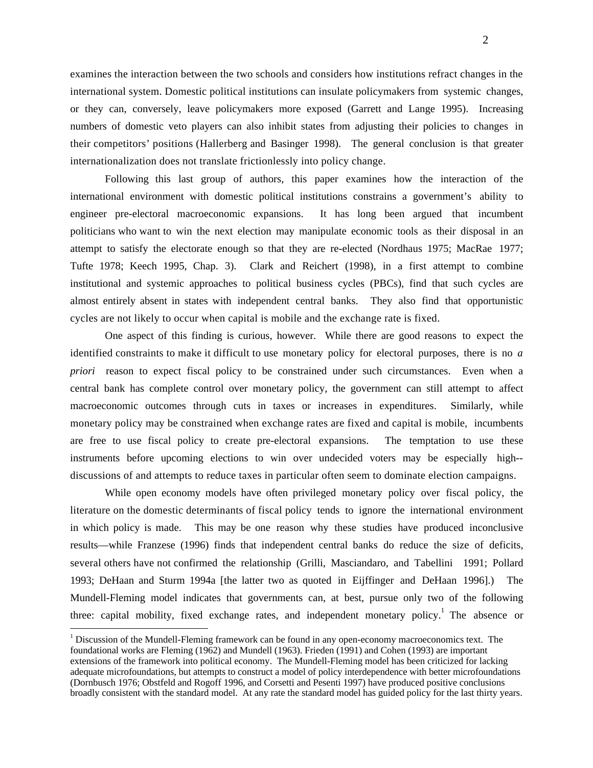examines the interaction between the two schools and considers how institutions refract changes in the international system. Domestic political institutions can insulate policymakers from systemic changes, or they can, conversely, leave policymakers more exposed (Garrett and Lange 1995). Increasing numbers of domestic veto players can also inhibit states from adjusting their policies to changes in their competitors' positions (Hallerberg and Basinger 1998). The general conclusion is that greater internationalization does not translate frictionlessly into policy change.

Following this last group of authors, this paper examines how the interaction of the international environment with domestic political institutions constrains a government's ability to engineer pre-electoral macroeconomic expansions. It has long been argued that incumbent politicians who want to win the next election may manipulate economic tools as their disposal in an attempt to satisfy the electorate enough so that they are re-elected (Nordhaus 1975; MacRae 1977; Tufte 1978; Keech 1995, Chap. 3). Clark and Reichert (1998), in a first attempt to combine institutional and systemic approaches to political business cycles (PBCs), find that such cycles are almost entirely absent in states with independent central banks. They also find that opportunistic cycles are not likely to occur when capital is mobile and the exchange rate is fixed.

One aspect of this finding is curious, however. While there are good reasons to expect the identified constraints to make it difficult to use monetary policy for electoral purposes, there is no *a priori* reason to expect fiscal policy to be constrained under such circumstances. Even when a central bank has complete control over monetary policy, the government can still attempt to affect macroeconomic outcomes through cuts in taxes or increases in expenditures. Similarly, while monetary policy may be constrained when exchange rates are fixed and capital is mobile, incumbents are free to use fiscal policy to create pre-electoral expansions. The temptation to use these instruments before upcoming elections to win over undecided voters may be especially high--discussions of and attempts to reduce taxes in particular often seem to dominate election campaigns.

While open economy models have often privileged monetary policy over fiscal policy, the literature on the domestic determinants of fiscal policy tends to ignore the international environment in which policy is made. This may be one reason why these studies have produced inconclusive results—while Franzese (1996) finds that independent central banks do reduce the size of deficits, several others have not confirmed the relationship (Grilli, Masciandaro, and Tabellini 1991; Pollard 1993; DeHaan and Sturm 1994a [the latter two as quoted in Eijffinger and DeHaan 1996].) The Mundell-Fleming model indicates that governments can, at best, pursue only two of the following three: capital mobility, fixed exchange rates, and independent monetary policy.[1] The absence or

[1] Discussion of the Mundell-Fleming framework can be found in any open-economy macroeconomics text. The foundational works are Fleming (1962) and Mundell (1963). Frieden (1991) and Cohen (1993) are important extensions of the framework into political economy. The Mundell-Fleming model has been criticized for lacking adequate microfoundations, but attempts to construct a model of policy interdependence with better microfoundations (Dornbusch 1976; Obstfeld and Rogoff 1996, and Corsetti and Pesenti 1997) have produced positive conclusions broadly consistent with the standard model. At any rate the standard model has guided policy for the last thirty years.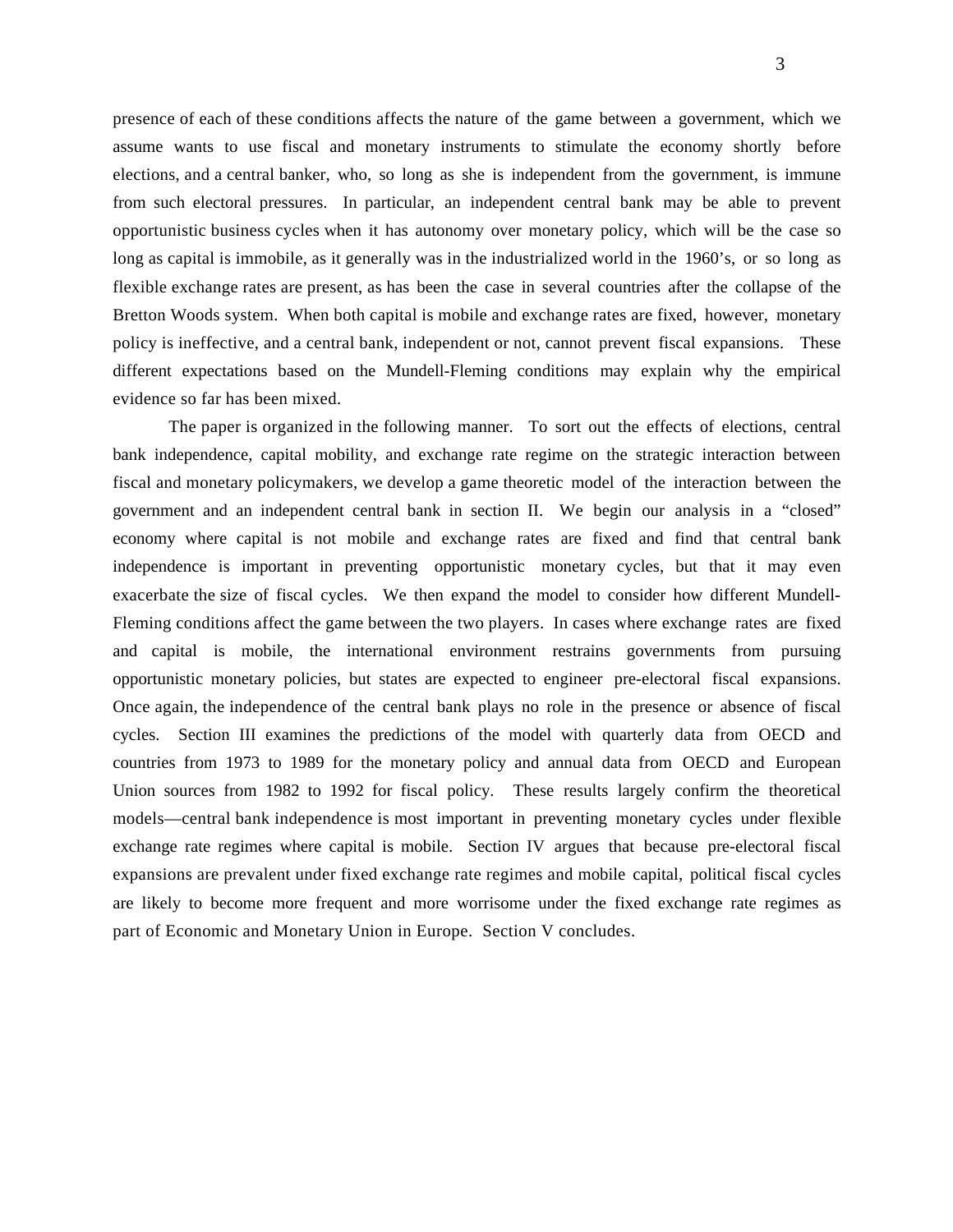presence of each of these conditions affects the nature of the game between a government, which we assume wants to use fiscal and monetary instruments to stimulate the economy shortly before elections, and a central banker, who, so long as she is independent from the government, is immune from such electoral pressures. In particular, an independent central bank may be able to prevent opportunistic business cycles when it has autonomy over monetary policy, which will be the case so long as capital is immobile, as it generally was in the industrialized world in the 1960's, or so long as flexible exchange rates are present, as has been the case in several countries after the collapse of the Bretton Woods system. When both capital is mobile and exchange rates are fixed, however, monetary policy is ineffective, and a central bank, independent or not, cannot prevent fiscal expansions. These different expectations based on the Mundell-Fleming conditions may explain why the empirical evidence so far has been mixed.

The paper is organized in the following manner. To sort out the effects of elections, central bank independence, capital mobility, and exchange rate regime on the strategic interaction between fiscal and monetary policymakers, we develop a game theoretic model of the interaction between the government and an independent central bank in section II. We begin our analysis in a "closed" economy where capital is not mobile and exchange rates are fixed and find that central bank independence is important in preventing opportunistic monetary cycles, but that it may even exacerbate the size of fiscal cycles. We then expand the model to consider how different Mundell-Fleming conditions affect the game between the two players. In cases where exchange rates are fixed and capital is mobile, the international environment restrains governments from pursuing opportunistic monetary policies, but states are expected to engineer pre-electoral fiscal expansions. Once again, the independence of the central bank plays no role in the presence or absence of fiscal cycles. Section III examines the predictions of the model with quarterly data from OECD and countries from 1973 to 1989 for the monetary policy and annual data from OECD and European Union sources from 1982 to 1992 for fiscal policy. These results largely confirm the theoretical models—central bank independence is most important in preventing monetary cycles under flexible exchange rate regimes where capital is mobile. Section IV argues that because pre-electoral fiscal expansions are prevalent under fixed exchange rate regimes and mobile capital, political fiscal cycles are likely to become more frequent and more worrisome under the fixed exchange rate regimes as part of Economic and Monetary Union in Europe. Section V concludes.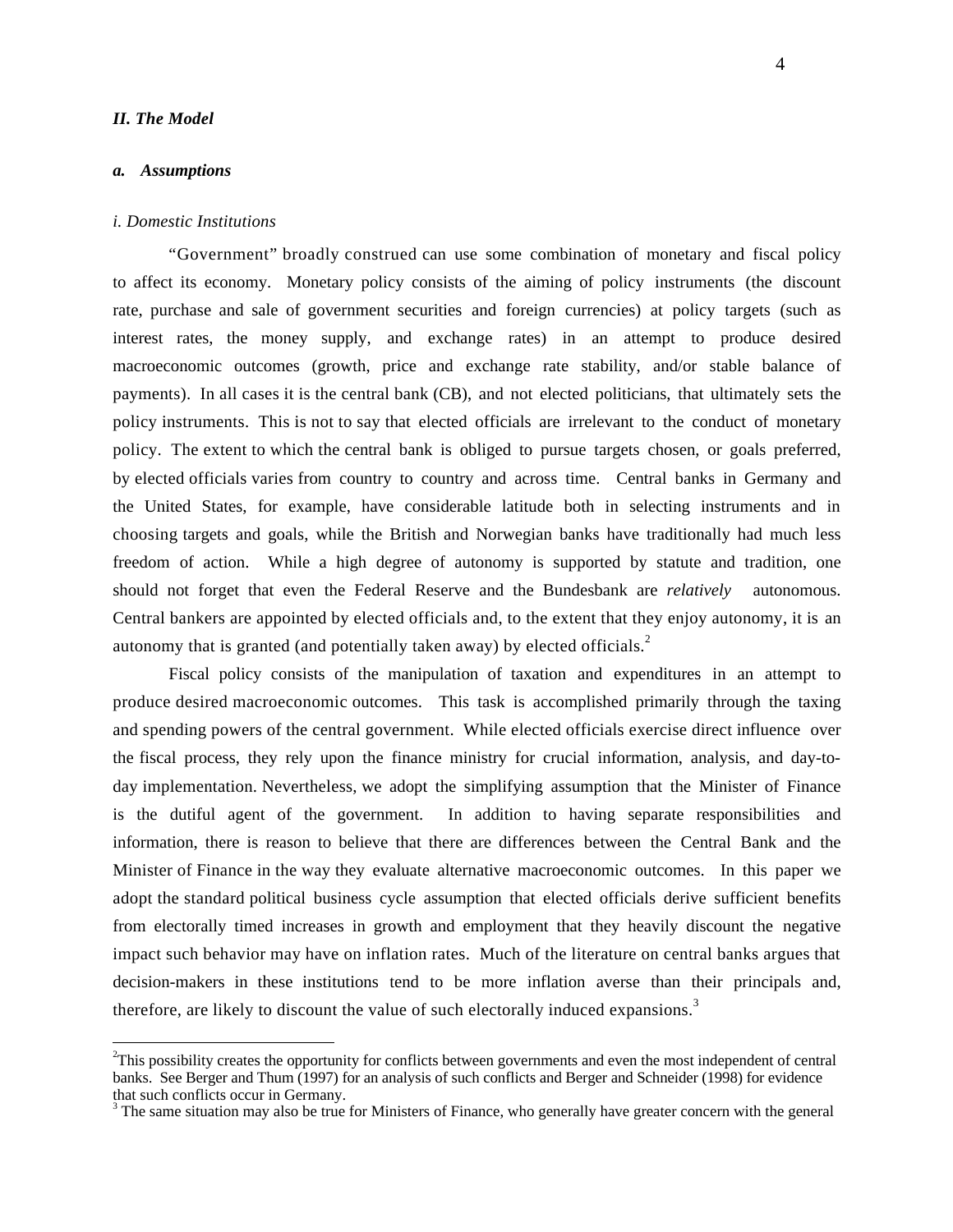### *II. The Model*

#### *a. Assumptions*

*i. Domestic Institutions*

"Government" broadly construed can use some combination of monetary and fiscal policy to affect its economy. Monetary policy consists of the aiming of policy instruments (the discount rate, purchase and sale of government securities and foreign currencies) at policy targets (such as interest rates, the money supply, and exchange rates) in an attempt to produce desired macroeconomic outcomes (growth, price and exchange rate stability, and/or stable balance of payments). In all cases it is the central bank (CB), and not elected politicians, that ultimately sets the policy instruments. This is not to say that elected officials are irrelevant to the conduct of monetary policy. The extent to which the central bank is obliged to pursue targets chosen, or goals preferred, by elected officials varies from country to country and across time. Central banks in Germany and the United States, for example, have considerable latitude both in selecting instruments and in choosing targets and goals, while the British and Norwegian banks have traditionally had much less freedom of action. While a high degree of autonomy is supported by statute and tradition, one should not forget that even the Federal Reserve and the Bundesbank are *relatively* autonomous. Central bankers are appointed by elected officials and, to the extent that they enjoy autonomy, it is an autonomy that is granted (and potentially taken away) by elected officials.[2]

Fiscal policy consists of the manipulation of taxation and expenditures in an attempt to produce desired macroeconomic outcomes. This task is accomplished primarily through the taxing and spending powers of the central government. While elected officials exercise direct influence over the fiscal process, they rely upon the finance ministry for crucial information, analysis, and day-to-day implementation. Nevertheless, we adopt the simplifying assumption that the Minister of Finance is the dutiful agent of the government. In addition to having separate responsibilities and information, there is reason to believe that there are differences between the Central Bank and the Minister of Finance in the way they evaluate alternative macroeconomic outcomes. In this paper we adopt the standard political business cycle assumption that elected officials derive sufficient benefits from electorally timed increases in growth and employment that they heavily discount the negative impact such behavior may have on inflation rates. Much of the literature on central banks argues that decision-makers in these institutions tend to be more inflation averse than their principals and, therefore, are likely to discount the value of such electorally induced expansions.[3]

---

[2] This possibility creates the opportunity for conflicts between governments and even the most independent of central banks. See Berger and Thum (1997) for an analysis of such conflicts and Berger and Schneider (1998) for evidence that such conflicts occur in Germany.

[3] The same situation may also be true for Ministers of Finance, who generally have greater concern with the general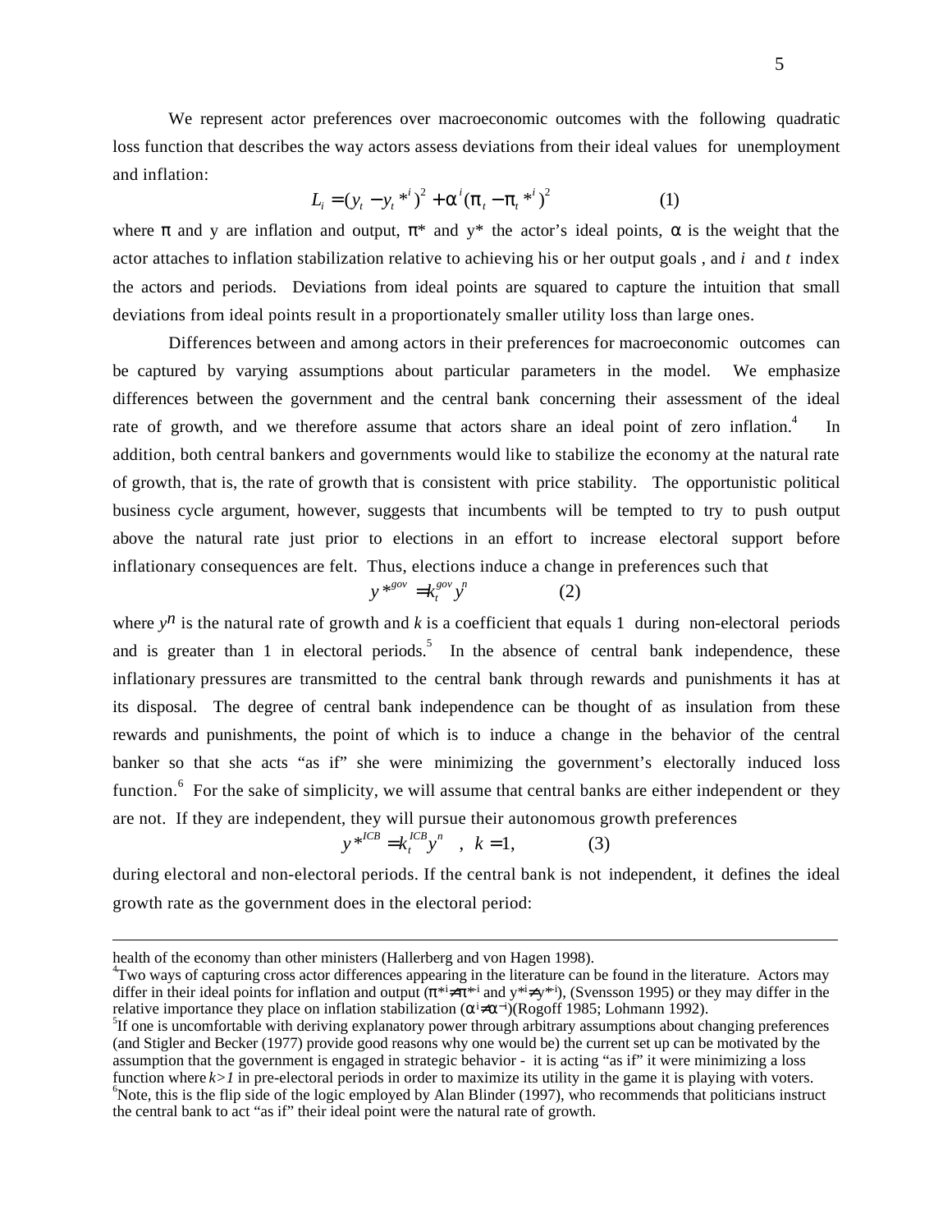We represent actor preferences over macroeconomic outcomes with the following quadratic loss function that describes the way actors assess deviations from their ideal values for unemployment and inflation:

$$L_i = (y_t - y_t *^i)^2 + \alpha^i(\pi_t - \pi_t *^i)^2 \qquad (1)$$

where $\pi$ and y are inflation and output, $\pi$\* and y\* the actor's ideal points, $\alpha$ is the weight that the actor attaches to inflation stabilization relative to achieving his or her output goals , and *i* and *t* index the actors and periods. Deviations from ideal points are squared to capture the intuition that small deviations from ideal points result in a proportionately smaller utility loss than large ones.

Differences between and among actors in their preferences for macroeconomic outcomes can be captured by varying assumptions about particular parameters in the model. We emphasize differences between the government and the central bank concerning their assessment of the ideal rate of growth, and we therefore assume that actors share an ideal point of zero inflation.[4] In addition, both central bankers and governments would like to stabilize the economy at the natural rate of growth, that is, the rate of growth that is consistent with price stability. The opportunistic political business cycle argument, however, suggests that incumbents will be tempted to try to push output above the natural rate just prior to elections in an effort to increase electoral support before inflationary consequences are felt. Thus, elections induce a change in preferences such that

$$y*^{gov} = k_t^{gov} y^n \qquad (2)$$

where $y^n$ is the natural rate of growth and *k* is a coefficient that equals 1 during non-electoral periods and is greater than 1 in electoral periods.[5] In the absence of central bank independence, these inflationary pressures are transmitted to the central bank through rewards and punishments it has at its disposal. The degree of central bank independence can be thought of as insulation from these rewards and punishments, the point of which is to induce a change in the behavior of the central banker so that she acts "as if" she were minimizing the government's electorally induced loss function.[6] For the sake of simplicity, we will assume that central banks are either independent or they are not. If they are independent, they will pursue their autonomous growth preferences

$$y*^{ICB} = k_t^{ICB} y^n \quad , \; k = 1, \qquad (3)$$

during electoral and non-electoral periods. If the central bank is not independent, it defines the ideal growth rate as the government does in the electoral period:

---

health of the economy than other ministers (Hallerberg and von Hagen 1998).

[4]Two ways of capturing cross actor differences appearing in the literature can be found in the literature. Actors may differ in their ideal points for inflation and output ($\pi^{*i} \neq \pi^{*-i}$ and $y^{*i} \neq y^{*-i}$), (Svensson 1995) or they may differ in the relative importance they place on inflation stabilization ($\alpha^i \neq \alpha^{-i}$)(Rogoff 1985; Lohmann 1992).

[5]If one is uncomfortable with deriving explanatory power through arbitrary assumptions about changing preferences (and Stigler and Becker (1977) provide good reasons why one would be) the current set up can be motivated by the assumption that the government is engaged in strategic behavior - it is acting "as if" it were minimizing a loss function where *k>1* in pre-electoral periods in order to maximize its utility in the game it is playing with voters.

[6]Note, this is the flip side of the logic employed by Alan Blinder (1997), who recommends that politicians instruct the central bank to act "as if" their ideal point were the natural rate of growth.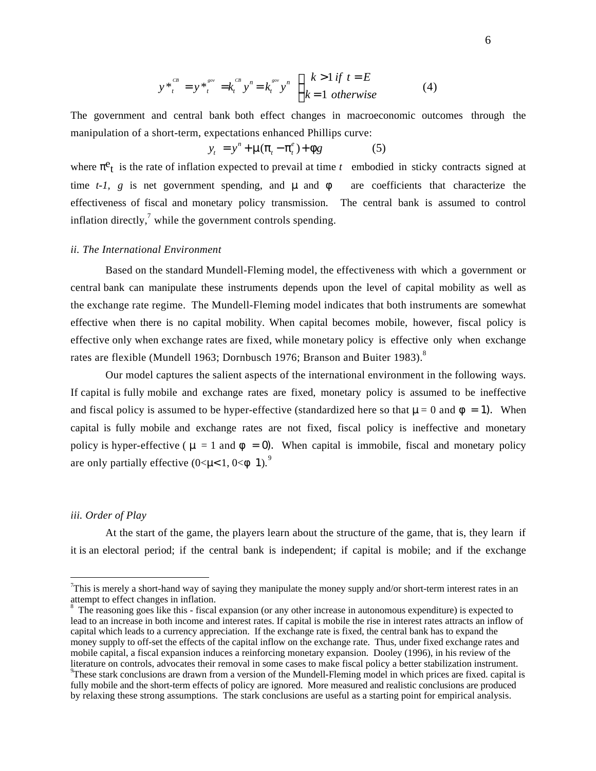$$y*_t^{CB} = y*_t^{gov} = k_t^{CB} y^n = k_t^{gov} y^n \quad \begin{cases} k > 1 \text{ if } t = E \\ k = 1 \text{ otherwise} \end{cases} \qquad (4)$$

The government and central bank both effect changes in macroeconomic outcomes through the manipulation of a short-term, expectations enhanced Phillips curve:

$$y_t = y^n + \mu(\pi_t - \pi_t^e) + \phi g \qquad (5)$$

where $\pi^e_t$ is the rate of inflation expected to prevail at time *t* embodied in sticky contracts signed at time *t-1*, *g* is net government spending, and $\mu$ and $\phi$ are coefficients that characterize the effectiveness of fiscal and monetary policy transmission. The central bank is assumed to control inflation directly,[7] while the government controls spending.

*ii. The International Environment*

Based on the standard Mundell-Fleming model, the effectiveness with which a government or central bank can manipulate these instruments depends upon the level of capital mobility as well as the exchange rate regime. The Mundell-Fleming model indicates that both instruments are somewhat effective when there is no capital mobility. When capital becomes mobile, however, fiscal policy is effective only when exchange rates are fixed, while monetary policy is effective only when exchange rates are flexible (Mundell 1963; Dornbusch 1976; Branson and Buiter 1983).[8]

Our model captures the salient aspects of the international environment in the following ways. If capital is fully mobile and exchange rates are fixed, monetary policy is assumed to be ineffective and fiscal policy is assumed to be hyper-effective (standardized here so that $\mu = 0$ and $\phi = 1$). When capital is fully mobile and exchange rates are not fixed, fiscal policy is ineffective and monetary policy is hyper-effective ( $\mu = 1$ and $\phi = 0$). When capital is immobile, fiscal and monetary policy are only partially effective ($0<\mu<1$, $0<\phi<1$).[9]

*iii. Order of Play*

At the start of the game, the players learn about the structure of the game, that is, they learn if it is an electoral period; if the central bank is independent; if capital is mobile; and if the exchange

---

[7]This is merely a short-hand way of saying they manipulate the money supply and/or short-term interest rates in an attempt to effect changes in inflation.

[8] The reasoning goes like this - fiscal expansion (or any other increase in autonomous expenditure) is expected to lead to an increase in both income and interest rates. If capital is mobile the rise in interest rates attracts an inflow of capital which leads to a currency appreciation. If the exchange rate is fixed, the central bank has to expand the money supply to off-set the effects of the capital inflow on the exchange rate. Thus, under fixed exchange rates and mobile capital, a fiscal expansion induces a reinforcing monetary expansion. Dooley (1996), in his review of the literature on controls, advocates their removal in some cases to make fiscal policy a better stabilization instrument.

[9]These stark conclusions are drawn from a version of the Mundell-Fleming model in which prices are fixed. capital is fully mobile and the short-term effects of policy are ignored. More measured and realistic conclusions are produced by relaxing these strong assumptions. The stark conclusions are useful as a starting point for empirical analysis.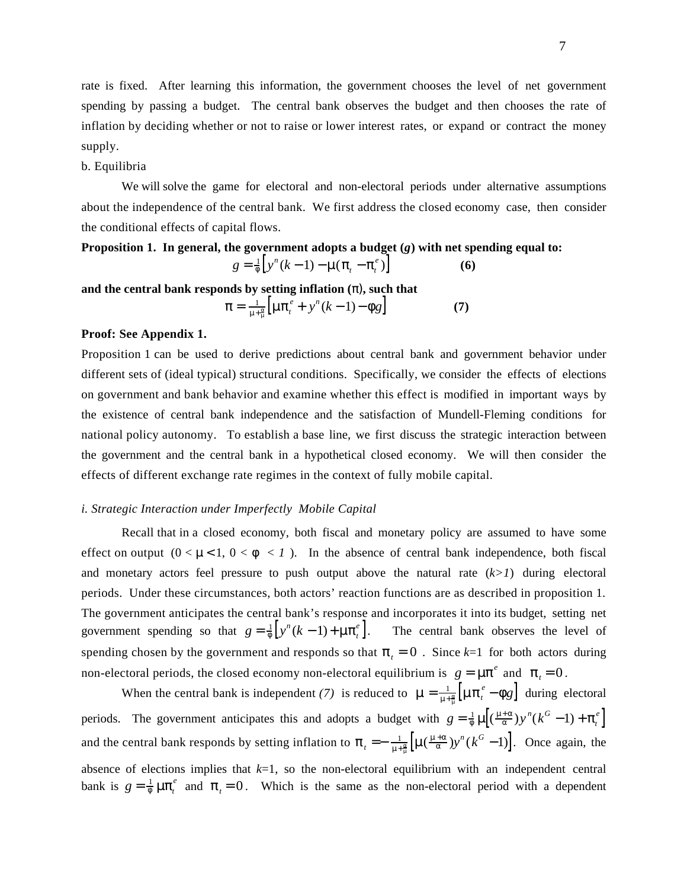rate is fixed. After learning this information, the government chooses the level of net government spending by passing a budget. The central bank observes the budget and then chooses the rate of inflation by deciding whether or not to raise or lower interest rates, or expand or contract the money supply.

b. Equilibria

We will solve the game for electoral and non-electoral periods under alternative assumptions about the independence of the central bank. We first address the closed economy case, then consider the conditional effects of capital flows.

**Proposition 1. In general, the government adopts a budget (*g*) with net spending equal to:**

$$g = \tfrac{1}{\phi}\left[y^n(k-1) - \mu(\pi_t - \pi_t^e)\right] \qquad \textbf{(6)}$$

**and the central bank responds by setting inflation (π), such that**

$$\pi = \tfrac{1}{\mu+\frac{\alpha}{\mu}}\left[\mu\pi_t^e + y^n(k-1) - \phi g\right] \qquad \textbf{(7)}$$

**Proof: See Appendix 1.**

Proposition 1 can be used to derive predictions about central bank and government behavior under different sets of (ideal typical) structural conditions. Specifically, we consider the effects of elections on government and bank behavior and examine whether this effect is modified in important ways by the existence of central bank independence and the satisfaction of Mundell-Fleming conditions for national policy autonomy. To establish a base line, we first discuss the strategic interaction between the government and the central bank in a hypothetical closed economy. We will then consider the effects of different exchange rate regimes in the context of fully mobile capital.

*i. Strategic Interaction under Imperfectly Mobile Capital*

Recall that in a closed economy, both fiscal and monetary policy are assumed to have some effect on output ($0 < \mu < 1$, $0 < \phi < 1$). In the absence of central bank independence, both fiscal and monetary actors feel pressure to push output above the natural rate (*k>1*) during electoral periods. Under these circumstances, both actors' reaction functions are as described in proposition 1. The government anticipates the central bank's response and incorporates it into its budget, setting net government spending so that $g = \tfrac{1}{\phi}\left[y^n(k-1) + \mu\pi_t^e\right]$. The central bank observes the level of spending chosen by the government and responds so that $\pi_t = 0$. Since *k*=1 for both actors during non-electoral periods, the closed economy non-electoral equilibrium is $g = \mu\pi^e$ and $\pi_t = 0$.

When the central bank is independent *(7)* is reduced to $\mu = \tfrac{1}{\mu+\frac{\alpha}{\mu}}\left[\mu\pi_t^e - \phi g\right]$ during electoral periods. The government anticipates this and adopts a budget with $g = \tfrac{1}{\phi}\mu\left[(\tfrac{\mu+\alpha}{\alpha})y^n(k^G - 1) + \pi_t^e\right]$ and the central bank responds by setting inflation to $\pi_t = -\tfrac{1}{\mu+\frac{\alpha}{\mu}}\left[\mu(\tfrac{\mu+\alpha}{\alpha})y^n(k^G - 1)\right]$. Once again, the absence of elections implies that *k*=1, so the non-electoral equilibrium with an independent central bank is $g = \tfrac{1}{\phi}\mu\pi_t^e$ and $\pi_t = 0$. Which is the same as the non-electoral period with a dependent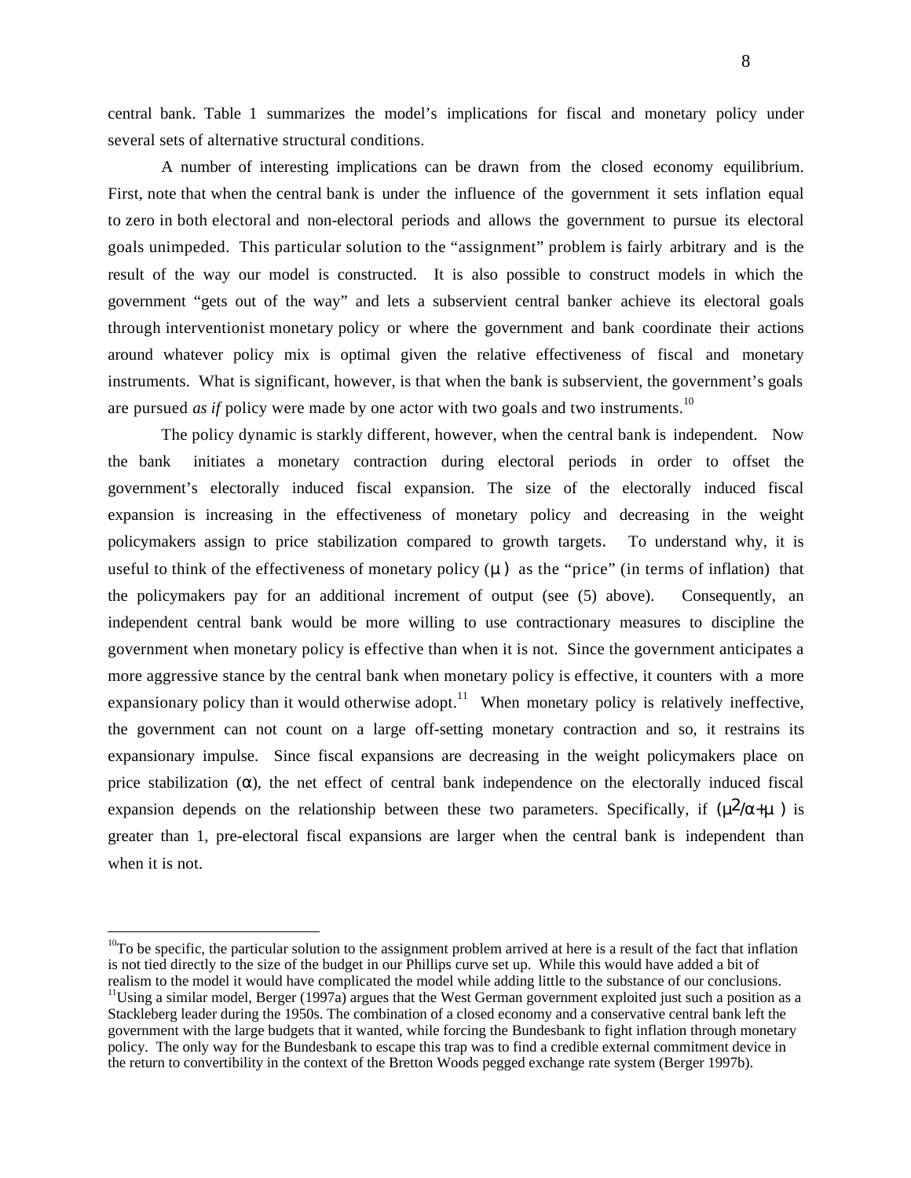central bank. Table 1 summarizes the model's implications for fiscal and monetary policy under several sets of alternative structural conditions.

A number of interesting implications can be drawn from the closed economy equilibrium. First, note that when the central bank is under the influence of the government it sets inflation equal to zero in both electoral and non-electoral periods and allows the government to pursue its electoral goals unimpeded. This particular solution to the "assignment" problem is fairly arbitrary and is the result of the way our model is constructed. It is also possible to construct models in which the government "gets out of the way" and lets a subservient central banker achieve its electoral goals through interventionist monetary policy or where the government and bank coordinate their actions around whatever policy mix is optimal given the relative effectiveness of fiscal and monetary instruments. What is significant, however, is that when the bank is subservient, the government's goals are pursued *as if* policy were made by one actor with two goals and two instruments.[10]

The policy dynamic is starkly different, however, when the central bank is independent. Now the bank initiates a monetary contraction during electoral periods in order to offset the government's electorally induced fiscal expansion. The size of the electorally induced fiscal expansion is increasing in the effectiveness of monetary policy and decreasing in the weight policymakers assign to price stabilization compared to growth targets. To understand why, it is useful to think of the effectiveness of monetary policy ($\mu$) as the "price" (in terms of inflation) that the policymakers pay for an additional increment of output (see (5) above). Consequently, an independent central bank would be more willing to use contractionary measures to discipline the government when monetary policy is effective than when it is not. Since the government anticipates a more aggressive stance by the central bank when monetary policy is effective, it counters with a more expansionary policy than it would otherwise adopt.[11] When monetary policy is relatively ineffective, the government can not count on a large off-setting monetary contraction and so, it restrains its expansionary impulse. Since fiscal expansions are decreasing in the weight policymakers place on price stabilization ($\alpha$), the net effect of central bank independence on the electorally induced fiscal expansion depends on the relationship between these two parameters. Specifically, if ($\mu^2/\alpha+\mu$) is greater than 1, pre-electoral fiscal expansions are larger when the central bank is independent than when it is not.

[10] To be specific, the particular solution to the assignment problem arrived at here is a result of the fact that inflation is not tied directly to the size of the budget in our Phillips curve set up. While this would have added a bit of realism to the model it would have complicated the model while adding little to the substance of our conclusions.

[11] Using a similar model, Berger (1997a) argues that the West German government exploited just such a position as a Stackleberg leader during the 1950s. The combination of a closed economy and a conservative central bank left the government with the large budgets that it wanted, while forcing the Bundesbank to fight inflation through monetary policy. The only way for the Bundesbank to escape this trap was to find a credible external commitment device in the return to convertibility in the context of the Bretton Woods pegged exchange rate system (Berger 1997b).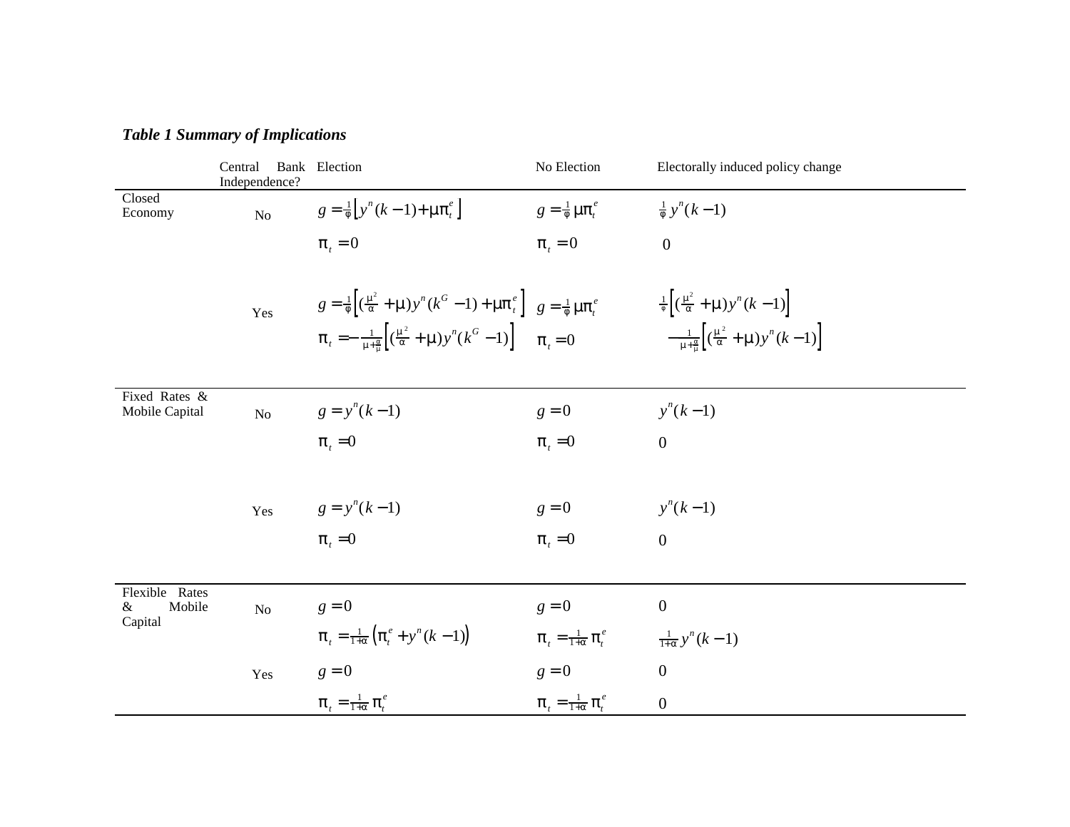***Table 1 Summary of Implications***

| | Central Bank Independence? | Election | No Election | Electorally induced policy change |
|---|---|---|---|---|
| Closed Economy | No | $g = \frac{1}{\varphi}\left[y^n(k-1) + \mu\pi_t^e\right]$ | $g = \frac{1}{\varphi}\mu\pi_t^e$ | $\frac{1}{\varphi}y^n(k-1)$ |
| | | $\pi_t = 0$ | $\pi_t = 0$ | $0$ |
| | Yes | $g = \frac{1}{\varphi}\left[(\frac{\mu^2}{\alpha} + \mu)y^n(k^G - 1) + \mu\pi_t^e\right]$ | $g = \frac{1}{\varphi}\mu\pi_t^e$ | $\frac{1}{\varphi}\left[(\frac{\mu^2}{\alpha} + \mu)y^n(k-1)\right]$ |
| | | $\pi_t = -\frac{1}{\mu + \frac{\alpha}{\mu}}\left[(\frac{\mu^2}{\alpha} + \mu)y^n(k^G - 1)\right]$ | $\pi_t = 0$ | $-\frac{1}{\mu + \frac{\alpha}{\mu}}\left[(\frac{\mu^2}{\alpha} + \mu)y^n(k-1)\right]$ |
| Fixed Rates & Mobile Capital | No | $g = y^n(k-1)$ | $g = 0$ | $y^n(k-1)$ |
| | | $\pi_t = 0$ | $\pi_t = 0$ | $0$ |
| | Yes | $g = y^n(k-1)$ | $g = 0$ | $y^n(k-1)$ |
| | | $\pi_t = 0$ | $\pi_t = 0$ | $0$ |
| Flexible Rates & Mobile Capital | No | $g = 0$ | $g = 0$ | $0$ |
| | | $\pi_t = \frac{1}{1+\alpha}\left(\pi_t^e + y^n(k-1)\right)$ | $\pi_t = \frac{1}{1+\alpha}\pi_t^e$ | $\frac{1}{1+\alpha}y^n(k-1)$ |
| | Yes | $g = 0$ | $g = 0$ | $0$ |
| | | $\pi_t = \frac{1}{1+\alpha}\pi_t^e$ | $\pi_t = \frac{1}{1+\alpha}\pi_t^e$ | $0$ |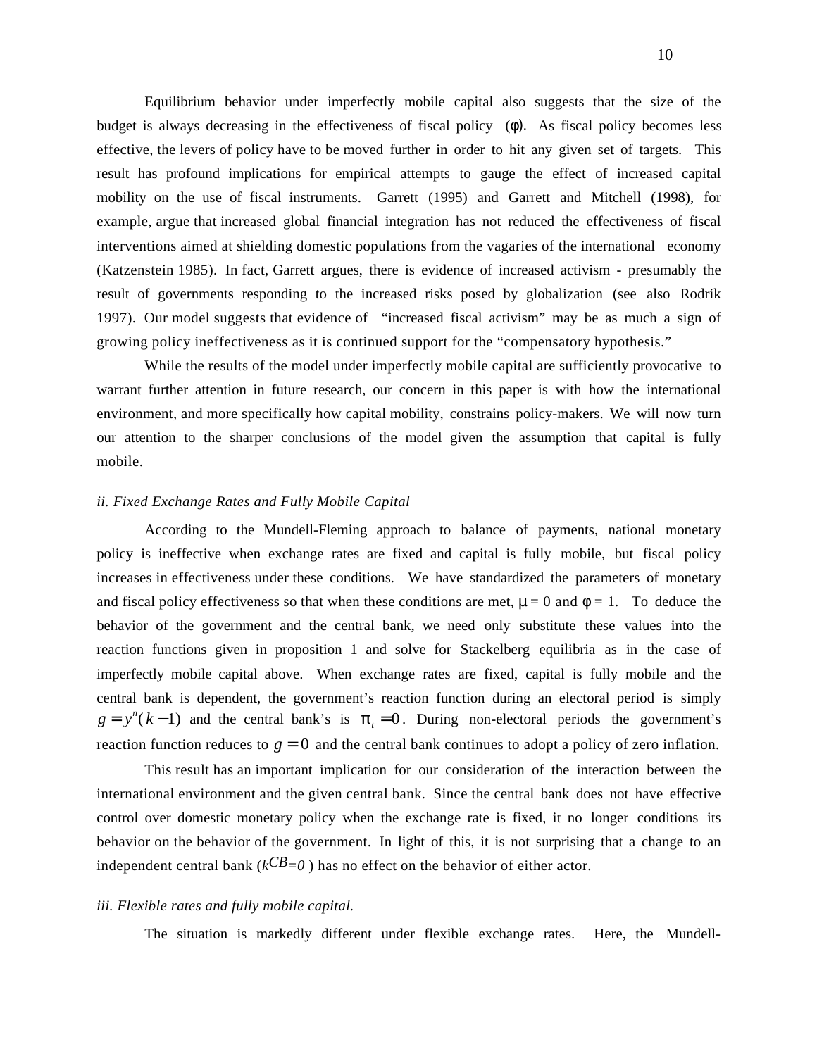Equilibrium behavior under imperfectly mobile capital also suggests that the size of the budget is always decreasing in the effectiveness of fiscal policy ($\phi$). As fiscal policy becomes less effective, the levers of policy have to be moved further in order to hit any given set of targets. This result has profound implications for empirical attempts to gauge the effect of increased capital mobility on the use of fiscal instruments. Garrett (1995) and Garrett and Mitchell (1998), for example, argue that increased global financial integration has not reduced the effectiveness of fiscal interventions aimed at shielding domestic populations from the vagaries of the international economy (Katzenstein 1985). In fact, Garrett argues, there is evidence of increased activism - presumably the result of governments responding to the increased risks posed by globalization (see also Rodrik 1997). Our model suggests that evidence of "increased fiscal activism" may be as much a sign of growing policy ineffectiveness as it is continued support for the "compensatory hypothesis."

While the results of the model under imperfectly mobile capital are sufficiently provocative to warrant further attention in future research, our concern in this paper is with how the international environment, and more specifically how capital mobility, constrains policy-makers. We will now turn our attention to the sharper conclusions of the model given the assumption that capital is fully mobile.

*ii. Fixed Exchange Rates and Fully Mobile Capital*

According to the Mundell-Fleming approach to balance of payments, national monetary policy is ineffective when exchange rates are fixed and capital is fully mobile, but fiscal policy increases in effectiveness under these conditions. We have standardized the parameters of monetary and fiscal policy effectiveness so that when these conditions are met, $\mu = 0$ and $\phi = 1$. To deduce the behavior of the government and the central bank, we need only substitute these values into the reaction functions given in proposition 1 and solve for Stackelberg equilibria as in the case of imperfectly mobile capital above. When exchange rates are fixed, capital is fully mobile and the central bank is dependent, the government's reaction function during an electoral period is simply $g = y^n(k-1)$ and the central bank's is $\pi_t = 0$. During non-electoral periods the government's reaction function reduces to $g = 0$ and the central bank continues to adopt a policy of zero inflation.

This result has an important implication for our consideration of the interaction between the international environment and the given central bank. Since the central bank does not have effective control over domestic monetary policy when the exchange rate is fixed, it no longer conditions its behavior on the behavior of the government. In light of this, it is not surprising that a change to an independent central bank ($k^{CB}=0$) has no effect on the behavior of either actor.

*iii. Flexible rates and fully mobile capital.*

The situation is markedly different under flexible exchange rates. Here, the Mundell-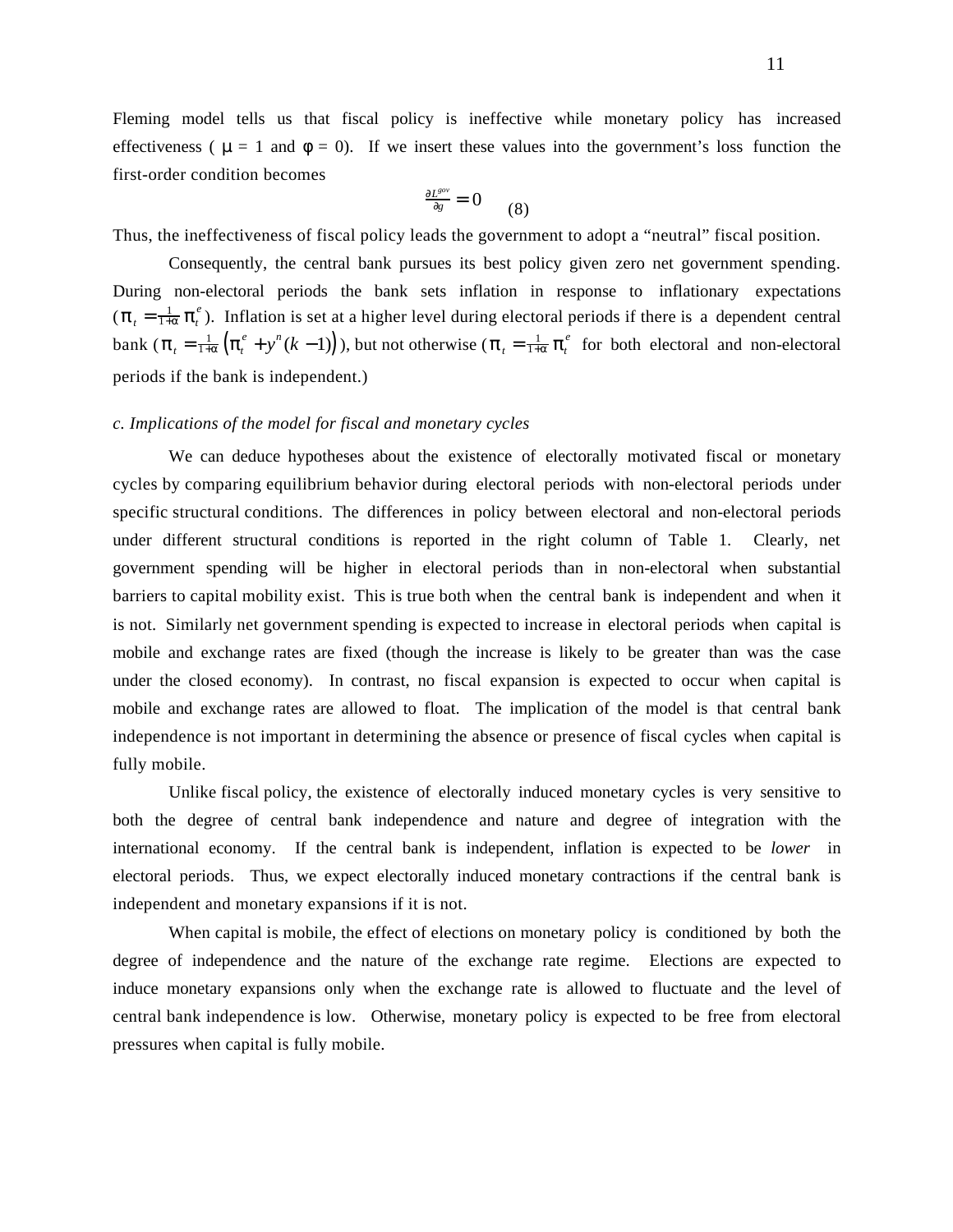Fleming model tells us that fiscal policy is ineffective while monetary policy has increased effectiveness ( $\mu$ = 1 and $\phi$ = 0). If we insert these values into the government's loss function the first-order condition becomes

$$\frac{\partial L^{gov}}{\partial g} = 0 \qquad (8)$$

Thus, the ineffectiveness of fiscal policy leads the government to adopt a "neutral" fiscal position.

Consequently, the central bank pursues its best policy given zero net government spending. During non-electoral periods the bank sets inflation in response to inflationary expectations ($\pi_t = \frac{1}{1+\alpha}\pi_t^e$). Inflation is set at a higher level during electoral periods if there is a dependent central bank ($\pi_t = \frac{1}{1+\alpha}\left(\pi_t^e + y^n(k-1)\right)$), but not otherwise ($\pi_t = \frac{1}{1+\alpha}\pi_t^e$ for both electoral and non-electoral periods if the bank is independent.)

*c. Implications of the model for fiscal and monetary cycles*

We can deduce hypotheses about the existence of electorally motivated fiscal or monetary cycles by comparing equilibrium behavior during electoral periods with non-electoral periods under specific structural conditions. The differences in policy between electoral and non-electoral periods under different structural conditions is reported in the right column of Table 1. Clearly, net government spending will be higher in electoral periods than in non-electoral when substantial barriers to capital mobility exist. This is true both when the central bank is independent and when it is not. Similarly net government spending is expected to increase in electoral periods when capital is mobile and exchange rates are fixed (though the increase is likely to be greater than was the case under the closed economy). In contrast, no fiscal expansion is expected to occur when capital is mobile and exchange rates are allowed to float. The implication of the model is that central bank independence is not important in determining the absence or presence of fiscal cycles when capital is fully mobile.

Unlike fiscal policy, the existence of electorally induced monetary cycles is very sensitive to both the degree of central bank independence and nature and degree of integration with the international economy. If the central bank is independent, inflation is expected to be *lower* in electoral periods. Thus, we expect electorally induced monetary contractions if the central bank is independent and monetary expansions if it is not.

When capital is mobile, the effect of elections on monetary policy is conditioned by both the degree of independence and the nature of the exchange rate regime. Elections are expected to induce monetary expansions only when the exchange rate is allowed to fluctuate and the level of central bank independence is low. Otherwise, monetary policy is expected to be free from electoral pressures when capital is fully mobile.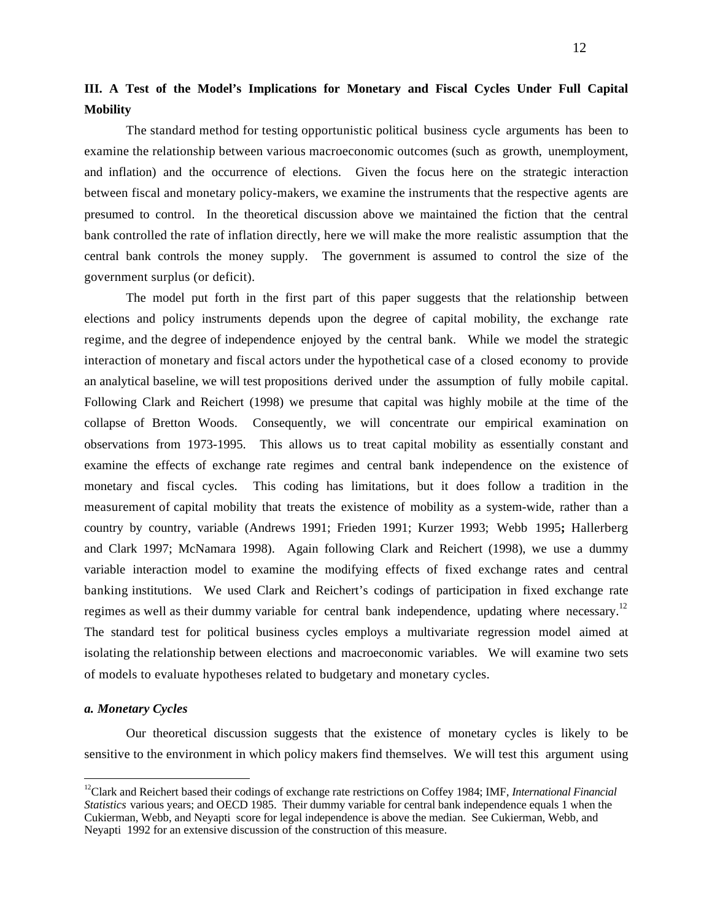## III. A Test of the Model's Implications for Monetary and Fiscal Cycles Under Full Capital Mobility

The standard method for testing opportunistic political business cycle arguments has been to examine the relationship between various macroeconomic outcomes (such as growth, unemployment, and inflation) and the occurrence of elections. Given the focus here on the strategic interaction between fiscal and monetary policy-makers, we examine the instruments that the respective agents are presumed to control. In the theoretical discussion above we maintained the fiction that the central bank controlled the rate of inflation directly, here we will make the more realistic assumption that the central bank controls the money supply. The government is assumed to control the size of the government surplus (or deficit).

The model put forth in the first part of this paper suggests that the relationship between elections and policy instruments depends upon the degree of capital mobility, the exchange rate regime, and the degree of independence enjoyed by the central bank. While we model the strategic interaction of monetary and fiscal actors under the hypothetical case of a closed economy to provide an analytical baseline, we will test propositions derived under the assumption of fully mobile capital. Following Clark and Reichert (1998) we presume that capital was highly mobile at the time of the collapse of Bretton Woods. Consequently, we will concentrate our empirical examination on observations from 1973-1995. This allows us to treat capital mobility as essentially constant and examine the effects of exchange rate regimes and central bank independence on the existence of monetary and fiscal cycles. This coding has limitations, but it does follow a tradition in the measurement of capital mobility that treats the existence of mobility as a system-wide, rather than a country by country, variable (Andrews 1991; Frieden 1991; Kurzer 1993; Webb 1995**;** Hallerberg and Clark 1997; McNamara 1998). Again following Clark and Reichert (1998), we use a dummy variable interaction model to examine the modifying effects of fixed exchange rates and central banking institutions. We used Clark and Reichert's codings of participation in fixed exchange rate regimes as well as their dummy variable for central bank independence, updating where necessary.[12] The standard test for political business cycles employs a multivariate regression model aimed at isolating the relationship between elections and macroeconomic variables. We will examine two sets of models to evaluate hypotheses related to budgetary and monetary cycles.

### *a. Monetary Cycles*

Our theoretical discussion suggests that the existence of monetary cycles is likely to be sensitive to the environment in which policy makers find themselves. We will test this argument using

---

[12] Clark and Reichert based their codings of exchange rate restrictions on Coffey 1984; IMF, *International Financial Statistics* various years; and OECD 1985. Their dummy variable for central bank independence equals 1 when the Cukierman, Webb, and Neyapti score for legal independence is above the median. See Cukierman, Webb, and Neyapti 1992 for an extensive discussion of the construction of this measure.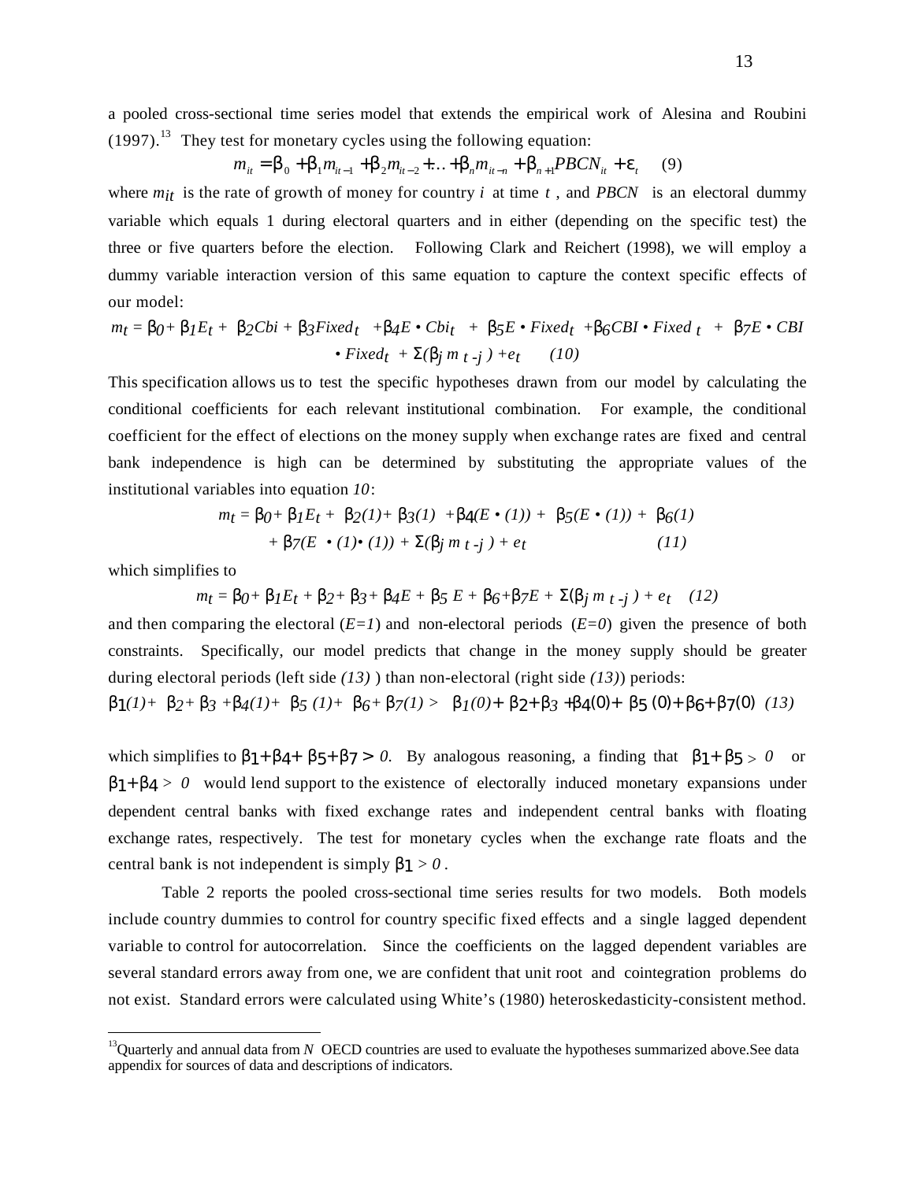a pooled cross-sectional time series model that extends the empirical work of Alesina and Roubini (1997).[13] They test for monetary cycles using the following equation:

$$m_{it} = \beta_0 + \beta_1 m_{it-1} + \beta_2 m_{it-2} + \ldots + \beta_n m_{it-n} + \beta_{n+1} PBCN_{it} + \varepsilon_t \quad (9)$$

where $m_{it}$ is the rate of growth of money for country $i$ at time $t$, and $PBCN$ is an electoral dummy variable which equals 1 during electoral quarters and in either (depending on the specific test) the three or five quarters before the election. Following Clark and Reichert (1998), we will employ a dummy variable interaction version of this same equation to capture the context specific effects of our model:

$$m_t = \beta_0 + \beta_1 E_t + \beta_2 Cbi + \beta_3 Fixed_t + \beta_4 E \bullet Cbi_t + \beta_5 E \bullet Fixed_t + \beta_6 CBI \bullet Fixed_t + \beta_7 E \bullet CBI \bullet Fixed_t + \Sigma(\beta_j m_{t-j}) + e_t \quad (10)$$

This specification allows us to test the specific hypotheses drawn from our model by calculating the conditional coefficients for each relevant institutional combination. For example, the conditional coefficient for the effect of elections on the money supply when exchange rates are fixed and central bank independence is high can be determined by substituting the appropriate values of the institutional variables into equation *10*:

$$m_t = \beta_0 + \beta_1 E_t + \beta_2(1) + \beta_3(1) + \beta_4(E \bullet (1)) + \beta_5(E \bullet (1)) + \beta_6(1) + \beta_7(E \bullet (1) \bullet (1)) + \Sigma(\beta_j m_{t-j}) + e_t \quad (11)$$

which simplifies to

$$m_t = \beta_0 + \beta_1 E_t + \beta_2 + \beta_3 + \beta_4 E + \beta_5 E + \beta_6 + \beta_7 E + \Sigma(\beta_j m_{t-j}) + e_t \quad (12)$$

and then comparing the electoral ($E=1$) and non-electoral periods ($E=0$) given the presence of both constraints. Specifically, our model predicts that change in the money supply should be greater during electoral periods (left side *(13)*) than non-electoral (right side *(13)*) periods:

$$\beta_1(1) + \beta_2 + \beta_3 + \beta_4(1) + \beta_5(1) + \beta_6 + \beta_7(1) > \beta_1(0) + \beta_2 + \beta_3 + \beta_4(0) + \beta_5(0) + \beta_6 + \beta_7(0) \quad (13)$$

which simplifies to $\beta_1 + \beta_4 + \beta_5 + \beta_7 > 0$. By analogous reasoning, a finding that $\beta_1 + \beta_5 > 0$ or $\beta_1 + \beta_4 > 0$ would lend support to the existence of electorally induced monetary expansions under dependent central banks with fixed exchange rates and independent central banks with floating exchange rates, respectively. The test for monetary cycles when the exchange rate floats and the central bank is not independent is simply $\beta_1 > 0$.

Table 2 reports the pooled cross-sectional time series results for two models. Both models include country dummies to control for country specific fixed effects and a single lagged dependent variable to control for autocorrelation. Since the coefficients on the lagged dependent variables are several standard errors away from one, we are confident that unit root and cointegration problems do not exist. Standard errors were calculated using White's (1980) heteroskedasticity-consistent method.

[13] Quarterly and annual data from *N* OECD countries are used to evaluate the hypotheses summarized above.See data appendix for sources of data and descriptions of indicators.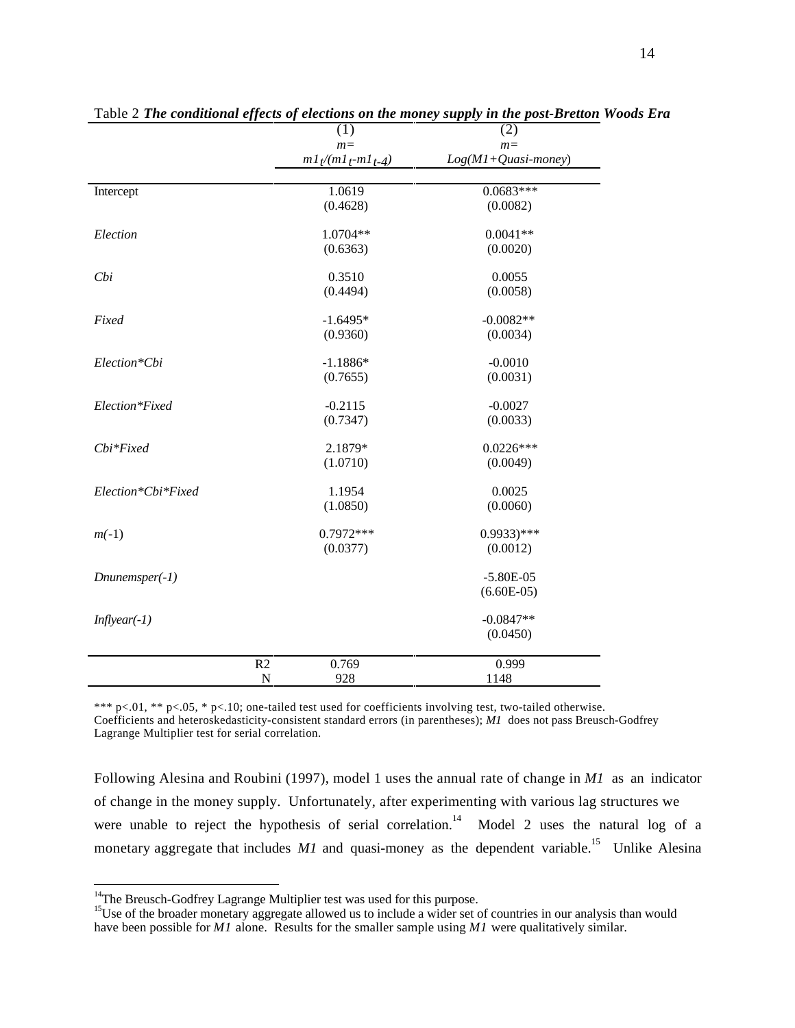Table 2 ***The conditional effects of elections on the money supply in the post-Bretton Woods Era***

| | (1) $m = m1_t/(m1_t - m1_{t-4})$ | (2) $m = Log(M1 + Quasi\text{-}money)$ |
|---|---|---|
| Intercept | 1.0619 | 0.0683*** |
| | (0.4628) | (0.0082) |
| *Election* | 1.0704** | 0.0041** |
| | (0.6363) | (0.0020) |
| *Cbi* | 0.3510 | 0.0055 |
| | (0.4494) | (0.0058) |
| *Fixed* | -1.6495* | -0.0082** |
| | (0.9360) | (0.0034) |
| *Election*Cbi* | -1.1886* | -0.0010 |
| | (0.7655) | (0.0031) |
| *Election*Fixed* | -0.2115 | -0.0027 |
| | (0.7347) | (0.0033) |
| *Cbi*Fixed* | 2.1879* | 0.0226*** |
| | (1.0710) | (0.0049) |
| *Election*Cbi*Fixed* | 1.1954 | 0.0025 |
| | (1.0850) | (0.0060) |
| *m(-1)* | 0.7972*** | 0.9933)*** |
| | (0.0377) | (0.0012) |
| *Dnunemsper(-1)* | | -5.80E-05 |
| | | (6.60E-05) |
| *Inflyear(-1)* | | -0.0847** |
| | | (0.0450) |
| R2 | 0.769 | 0.999 |
| N | 928 | 1148 |

*** p<.01, ** p<.05, * p<.10; one-tailed test used for coefficients involving test, two-tailed otherwise. Coefficients and heteroskedasticity-consistent standard errors (in parentheses); *M1* does not pass Breusch-Godfrey Lagrange Multiplier test for serial correlation.

Following Alesina and Roubini (1997), model 1 uses the annual rate of change in *M1* as an indicator of change in the money supply. Unfortunately, after experimenting with various lag structures we were unable to reject the hypothesis of serial correlation.[14] Model 2 uses the natural log of a monetary aggregate that includes *M1* and quasi-money as the dependent variable.[15] Unlike Alesina

[14]The Breusch-Godfrey Lagrange Multiplier test was used for this purpose.

[15]Use of the broader monetary aggregate allowed us to include a wider set of countries in our analysis than would have been possible for *M1* alone. Results for the smaller sample using *M1* were qualitatively similar.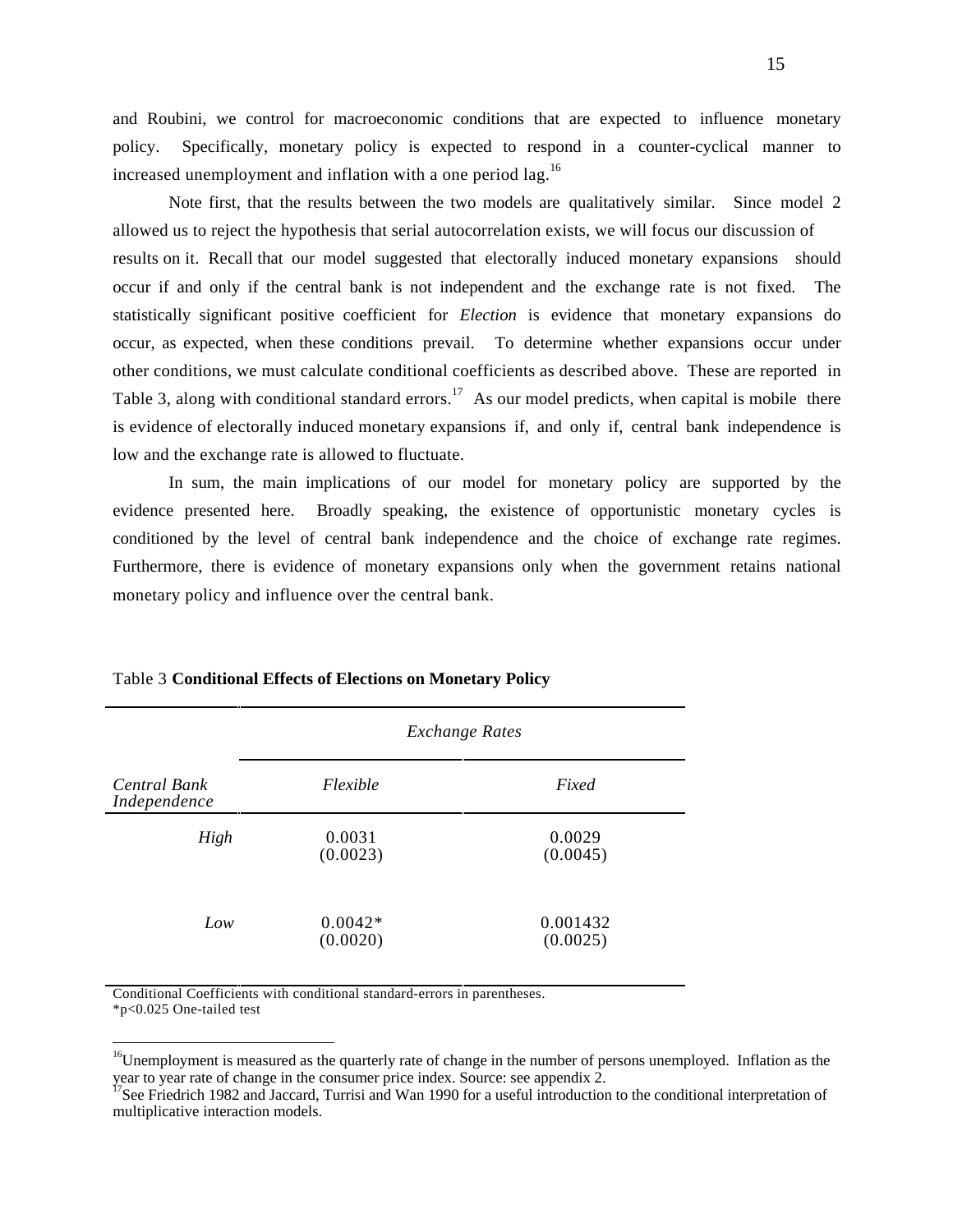and Roubini, we control for macroeconomic conditions that are expected to influence monetary policy. Specifically, monetary policy is expected to respond in a counter-cyclical manner to increased unemployment and inflation with a one period lag.[16]

Note first, that the results between the two models are qualitatively similar. Since model 2 allowed us to reject the hypothesis that serial autocorrelation exists, we will focus our discussion of results on it. Recall that our model suggested that electorally induced monetary expansions should occur if and only if the central bank is not independent and the exchange rate is not fixed. The statistically significant positive coefficient for *Election* is evidence that monetary expansions do occur, as expected, when these conditions prevail. To determine whether expansions occur under other conditions, we must calculate conditional coefficients as described above. These are reported in Table 3, along with conditional standard errors.[17] As our model predicts, when capital is mobile there is evidence of electorally induced monetary expansions if, and only if, central bank independence is low and the exchange rate is allowed to fluctuate.

In sum, the main implications of our model for monetary policy are supported by the evidence presented here. Broadly speaking, the existence of opportunistic monetary cycles is conditioned by the level of central bank independence and the choice of exchange rate regimes. Furthermore, there is evidence of monetary expansions only when the government retains national monetary policy and influence over the central bank.

Table 3 **Conditional Effects of Elections on Monetary Policy**

| | *Exchange Rates* | |
|---|---|---|
| *Central Bank Independence* | *Flexible* | *Fixed* |
| *High* | 0.0031<br>(0.0023) | 0.0029<br>(0.0045) |
| *Low* | 0.0042*<br>(0.0020) | 0.001432<br>(0.0025) |

Conditional Coefficients with conditional standard-errors in parentheses.
*p<0.025 One-tailed test

[16] Unemployment is measured as the quarterly rate of change in the number of persons unemployed. Inflation as the year to year rate of change in the consumer price index. Source: see appendix 2.

[17] See Friedrich 1982 and Jaccard, Turrisi and Wan 1990 for a useful introduction to the conditional interpretation of multiplicative interaction models.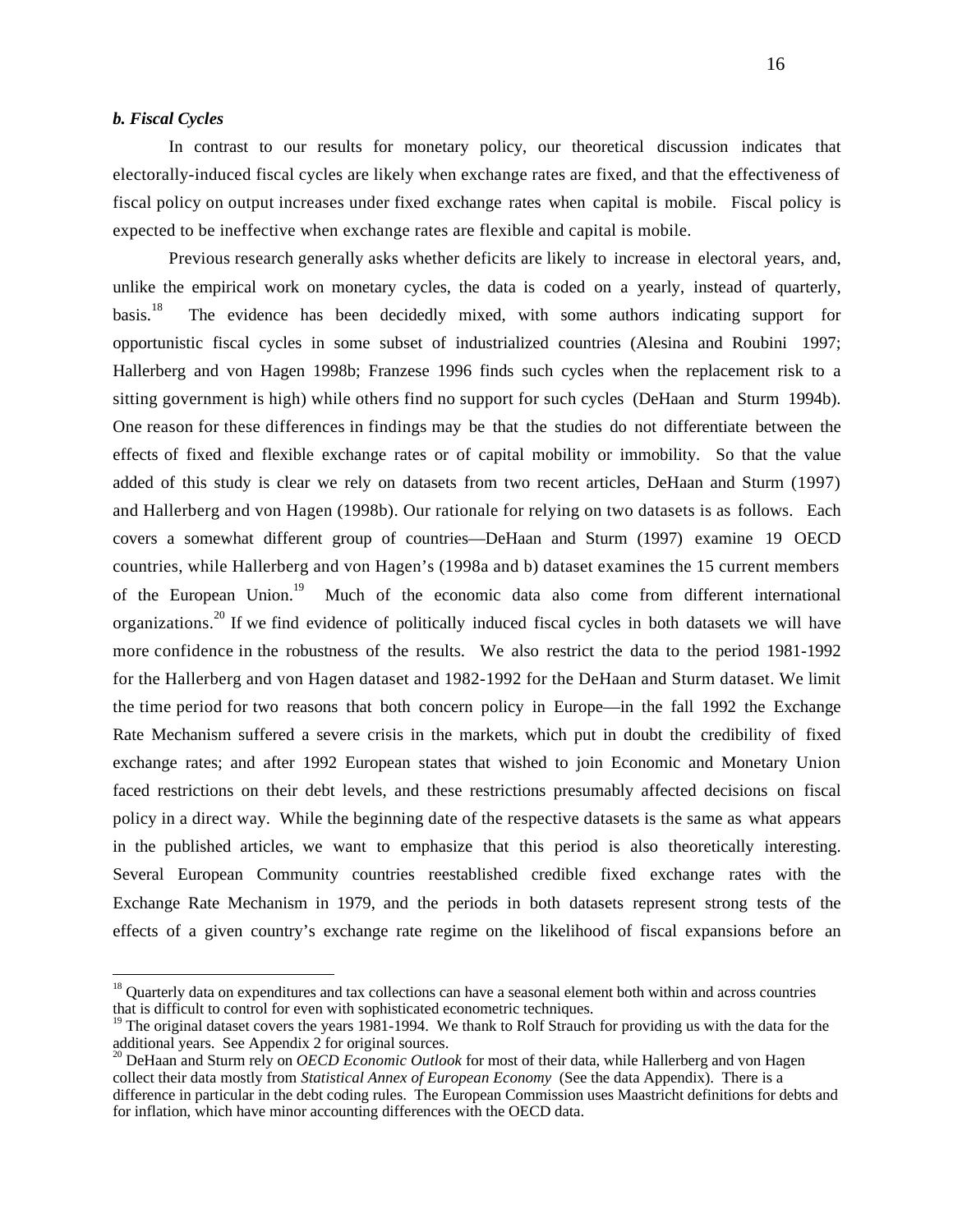### *b. Fiscal Cycles*

In contrast to our results for monetary policy, our theoretical discussion indicates that electorally-induced fiscal cycles are likely when exchange rates are fixed, and that the effectiveness of fiscal policy on output increases under fixed exchange rates when capital is mobile. Fiscal policy is expected to be ineffective when exchange rates are flexible and capital is mobile.

Previous research generally asks whether deficits are likely to increase in electoral years, and, unlike the empirical work on monetary cycles, the data is coded on a yearly, instead of quarterly, basis.[18] The evidence has been decidedly mixed, with some authors indicating support for opportunistic fiscal cycles in some subset of industrialized countries (Alesina and Roubini 1997; Hallerberg and von Hagen 1998b; Franzese 1996 finds such cycles when the replacement risk to a sitting government is high) while others find no support for such cycles (DeHaan and Sturm 1994b). One reason for these differences in findings may be that the studies do not differentiate between the effects of fixed and flexible exchange rates or of capital mobility or immobility. So that the value added of this study is clear we rely on datasets from two recent articles, DeHaan and Sturm (1997) and Hallerberg and von Hagen (1998b). Our rationale for relying on two datasets is as follows. Each covers a somewhat different group of countries—DeHaan and Sturm (1997) examine 19 OECD countries, while Hallerberg and von Hagen's (1998a and b) dataset examines the 15 current members of the European Union.[19] Much of the economic data also come from different international organizations.[20] If we find evidence of politically induced fiscal cycles in both datasets we will have more confidence in the robustness of the results. We also restrict the data to the period 1981-1992 for the Hallerberg and von Hagen dataset and 1982-1992 for the DeHaan and Sturm dataset. We limit the time period for two reasons that both concern policy in Europe—in the fall 1992 the Exchange Rate Mechanism suffered a severe crisis in the markets, which put in doubt the credibility of fixed exchange rates; and after 1992 European states that wished to join Economic and Monetary Union faced restrictions on their debt levels, and these restrictions presumably affected decisions on fiscal policy in a direct way. While the beginning date of the respective datasets is the same as what appears in the published articles, we want to emphasize that this period is also theoretically interesting. Several European Community countries reestablished credible fixed exchange rates with the Exchange Rate Mechanism in 1979, and the periods in both datasets represent strong tests of the effects of a given country's exchange rate regime on the likelihood of fiscal expansions before an

---

[18] Quarterly data on expenditures and tax collections can have a seasonal element both within and across countries that is difficult to control for even with sophisticated econometric techniques.

[19] The original dataset covers the years 1981-1994. We thank to Rolf Strauch for providing us with the data for the additional years. See Appendix 2 for original sources.

[20] DeHaan and Sturm rely on *OECD Economic Outlook* for most of their data, while Hallerberg and von Hagen collect their data mostly from *Statistical Annex of European Economy* (See the data Appendix). There is a difference in particular in the debt coding rules. The European Commission uses Maastricht definitions for debts and for inflation, which have minor accounting differences with the OECD data.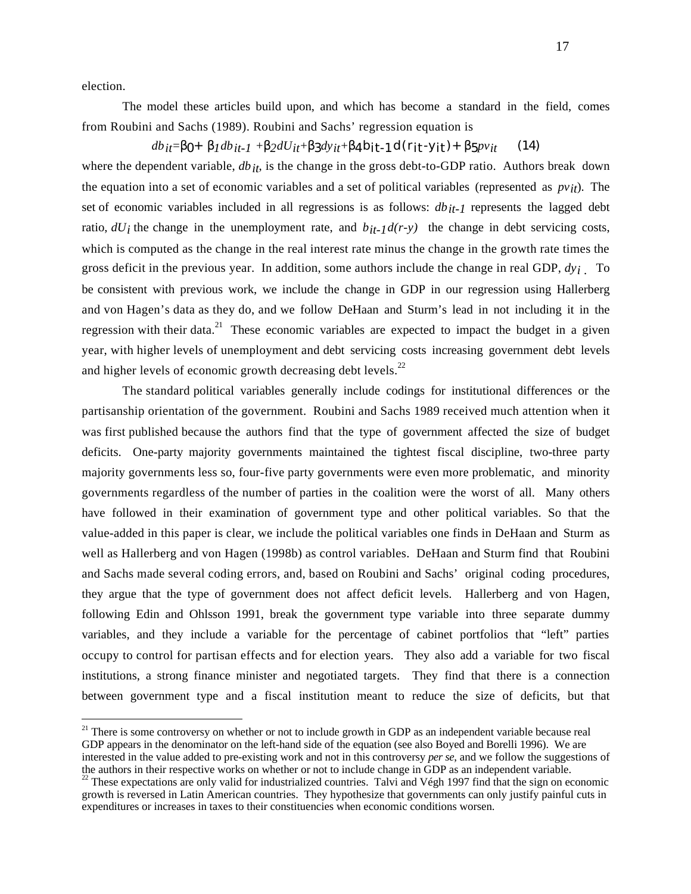election.

The model these articles build upon, and which has become a standard in the field, comes from Roubini and Sachs (1989). Roubini and Sachs' regression equation is

$$db_{it}=\beta_0+\beta_1 db_{it-1}+\beta_2 dU_{it}+\beta_3 dy_{it}+\beta_4 b_{it-1}d(r_{it}-y_{it})+\beta_5 pv_{it} \quad (14)$$

where the dependent variable, $db_{it}$, is the change in the gross debt-to-GDP ratio. Authors break down the equation into a set of economic variables and a set of political variables (represented as $pv_{it}$). The set of economic variables included in all regressions is as follows: $db_{it-1}$ represents the lagged debt ratio, $dU_i$ the change in the unemployment rate, and $b_{it-1}d(r-y)$ the change in debt servicing costs, which is computed as the change in the real interest rate minus the change in the growth rate times the gross deficit in the previous year. In addition, some authors include the change in real GDP, $dy_i$. To be consistent with previous work, we include the change in GDP in our regression using Hallerberg and von Hagen's data as they do, and we follow DeHaan and Sturm's lead in not including it in the regression with their data.[21] These economic variables are expected to impact the budget in a given year, with higher levels of unemployment and debt servicing costs increasing government debt levels and higher levels of economic growth decreasing debt levels.[22]

The standard political variables generally include codings for institutional differences or the partisanship orientation of the government. Roubini and Sachs 1989 received much attention when it was first published because the authors find that the type of government affected the size of budget deficits. One-party majority governments maintained the tightest fiscal discipline, two-three party majority governments less so, four-five party governments were even more problematic, and minority governments regardless of the number of parties in the coalition were the worst of all. Many others have followed in their examination of government type and other political variables. So that the value-added in this paper is clear, we include the political variables one finds in DeHaan and Sturm as well as Hallerberg and von Hagen (1998b) as control variables. DeHaan and Sturm find that Roubini and Sachs made several coding errors, and, based on Roubini and Sachs' original coding procedures, they argue that the type of government does not affect deficit levels. Hallerberg and von Hagen, following Edin and Ohlsson 1991, break the government type variable into three separate dummy variables, and they include a variable for the percentage of cabinet portfolios that "left" parties occupy to control for partisan effects and for election years. They also add a variable for two fiscal institutions, a strong finance minister and negotiated targets. They find that there is a connection between government type and a fiscal institution meant to reduce the size of deficits, but that

---

[21] There is some controversy on whether or not to include growth in GDP as an independent variable because real GDP appears in the denominator on the left-hand side of the equation (see also Boyed and Borelli 1996). We are interested in the value added to pre-existing work and not in this controversy *per se*, and we follow the suggestions of the authors in their respective works on whether or not to include change in GDP as an independent variable.

[22] These expectations are only valid for industrialized countries. Talvi and Végh 1997 find that the sign on economic growth is reversed in Latin American countries. They hypothesize that governments can only justify painful cuts in expenditures or increases in taxes to their constituencies when economic conditions worsen.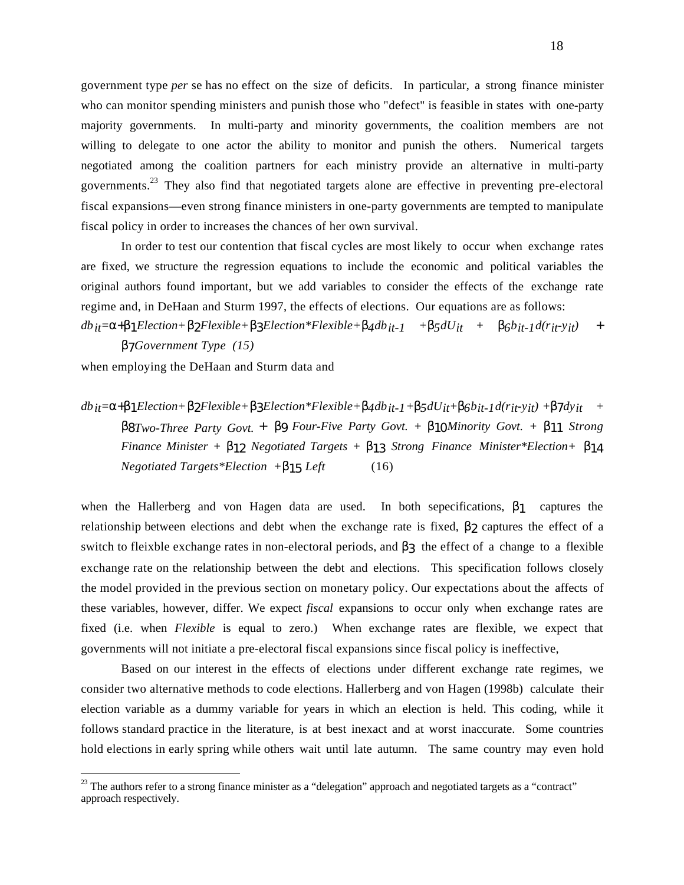government type *per* se has no effect on the size of deficits. In particular, a strong finance minister who can monitor spending ministers and punish those who "defect" is feasible in states with one-party majority governments. In multi-party and minority governments, the coalition members are not willing to delegate to one actor the ability to monitor and punish the others. Numerical targets negotiated among the coalition partners for each ministry provide an alternative in multi-party governments.[23] They also find that negotiated targets alone are effective in preventing pre-electoral fiscal expansions—even strong finance ministers in one-party governments are tempted to manipulate fiscal policy in order to increases the chances of her own survival.

In order to test our contention that fiscal cycles are most likely to occur when exchange rates are fixed, we structure the regression equations to include the economic and political variables the original authors found important, but we add variables to consider the effects of the exchange rate regime and, in DeHaan and Sturm 1997, the effects of elections. Our equations are as follows:

$$db_{it} = \alpha + \beta_1 Election + \beta_2 Flexible + \beta_3 Election*Flexible + \beta_4 db_{it-1} + \beta_5 dU_{it} + \beta_6 b_{it-1} d(r_{it} - y_{it}) + \beta_7 Government\ Type \quad (15)$$

when employing the DeHaan and Sturm data and

$$db_{it} = \alpha + \beta_1 Election + \beta_2 Flexible + \beta_3 Election*Flexible + \beta_4 db_{it-1} + \beta_5 dU_{it} + \beta_6 b_{it-1} d(r_{it} - y_{it}) + \beta_7 dy_{it} + \beta_8 Two\text{-}Three\ Party\ Govt. + \beta_9\ Four\text{-}Five\ Party\ Govt. + \beta_{10} Minority\ Govt. + \beta_{11}\ Strong\ Finance\ Minister + \beta_{12}\ Negotiated\ Targets + \beta_{13}\ Strong\ Finance\ Minister*Election + \beta_{14}\ Negotiated\ Targets*Election + \beta_{15}\ Left \quad (16)$$

when the Hallerberg and von Hagen data are used. In both sepecifications, $\beta_1$ captures the relationship between elections and debt when the exchange rate is fixed, $\beta_2$ captures the effect of a switch to fleixble exchange rates in non-electoral periods, and $\beta_3$ the effect of a change to a flexible exchange rate on the relationship between the debt and elections. This specification follows closely the model provided in the previous section on monetary policy. Our expectations about the affects of these variables, however, differ. We expect *fiscal* expansions to occur only when exchange rates are fixed (i.e. when *Flexible* is equal to zero.) When exchange rates are flexible, we expect that governments will not initiate a pre-electoral fiscal expansions since fiscal policy is ineffective,

Based on our interest in the effects of elections under different exchange rate regimes, we consider two alternative methods to code elections. Hallerberg and von Hagen (1998b) calculate their election variable as a dummy variable for years in which an election is held. This coding, while it follows standard practice in the literature, is at best inexact and at worst inaccurate. Some countries hold elections in early spring while others wait until late autumn. The same country may even hold

[23] The authors refer to a strong finance minister as a "delegation" approach and negotiated targets as a "contract" approach respectively.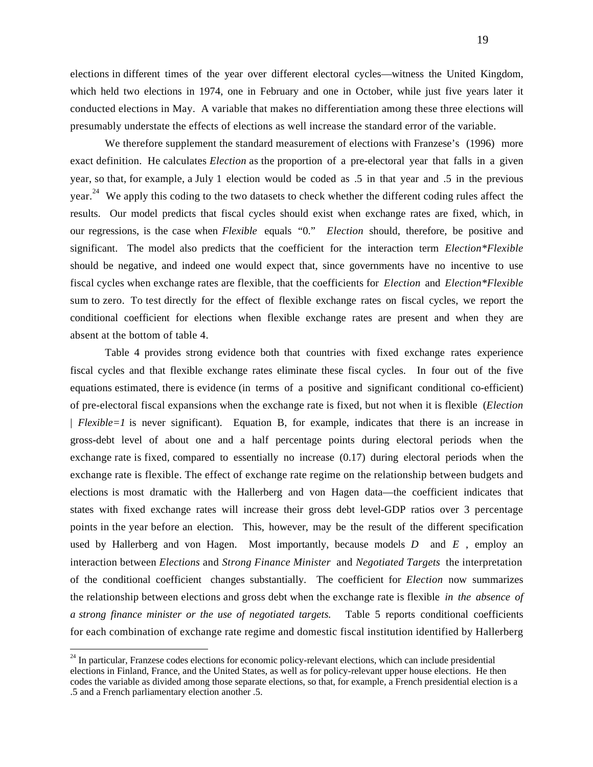elections in different times of the year over different electoral cycles—witness the United Kingdom, which held two elections in 1974, one in February and one in October, while just five years later it conducted elections in May. A variable that makes no differentiation among these three elections will presumably understate the effects of elections as well increase the standard error of the variable.

We therefore supplement the standard measurement of elections with Franzese's (1996) more exact definition. He calculates *Election* as the proportion of a pre-electoral year that falls in a given year, so that, for example, a July 1 election would be coded as .5 in that year and .5 in the previous year.[24] We apply this coding to the two datasets to check whether the different coding rules affect the results. Our model predicts that fiscal cycles should exist when exchange rates are fixed, which, in our regressions, is the case when *Flexible* equals "0." *Election* should, therefore, be positive and significant. The model also predicts that the coefficient for the interaction term *Election*Flexible* should be negative, and indeed one would expect that, since governments have no incentive to use fiscal cycles when exchange rates are flexible, that the coefficients for *Election* and *Election*Flexible* sum to zero. To test directly for the effect of flexible exchange rates on fiscal cycles, we report the conditional coefficient for elections when flexible exchange rates are present and when they are absent at the bottom of table 4.

Table 4 provides strong evidence both that countries with fixed exchange rates experience fiscal cycles and that flexible exchange rates eliminate these fiscal cycles. In four out of the five equations estimated, there is evidence (in terms of a positive and significant conditional co-efficient) of pre-electoral fiscal expansions when the exchange rate is fixed, but not when it is flexible (*Election | Flexible=1* is never significant). Equation B, for example, indicates that there is an increase in gross-debt level of about one and a half percentage points during electoral periods when the exchange rate is fixed, compared to essentially no increase (0.17) during electoral periods when the exchange rate is flexible. The effect of exchange rate regime on the relationship between budgets and elections is most dramatic with the Hallerberg and von Hagen data—the coefficient indicates that states with fixed exchange rates will increase their gross debt level-GDP ratios over 3 percentage points in the year before an election. This, however, may be the result of the different specification used by Hallerberg and von Hagen. Most importantly, because models *D* and *E* , employ an interaction between *Elections* and *Strong Finance Minister* and *Negotiated Targets* the interpretation of the conditional coefficient changes substantially. The coefficient for *Election* now summarizes the relationship between elections and gross debt when the exchange rate is flexible *in the absence of a strong finance minister or the use of negotiated targets.* Table 5 reports conditional coefficients for each combination of exchange rate regime and domestic fiscal institution identified by Hallerberg

---

[24] In particular, Franzese codes elections for economic policy-relevant elections, which can include presidential elections in Finland, France, and the United States, as well as for policy-relevant upper house elections. He then codes the variable as divided among those separate elections, so that, for example, a French presidential election is a .5 and a French parliamentary election another .5.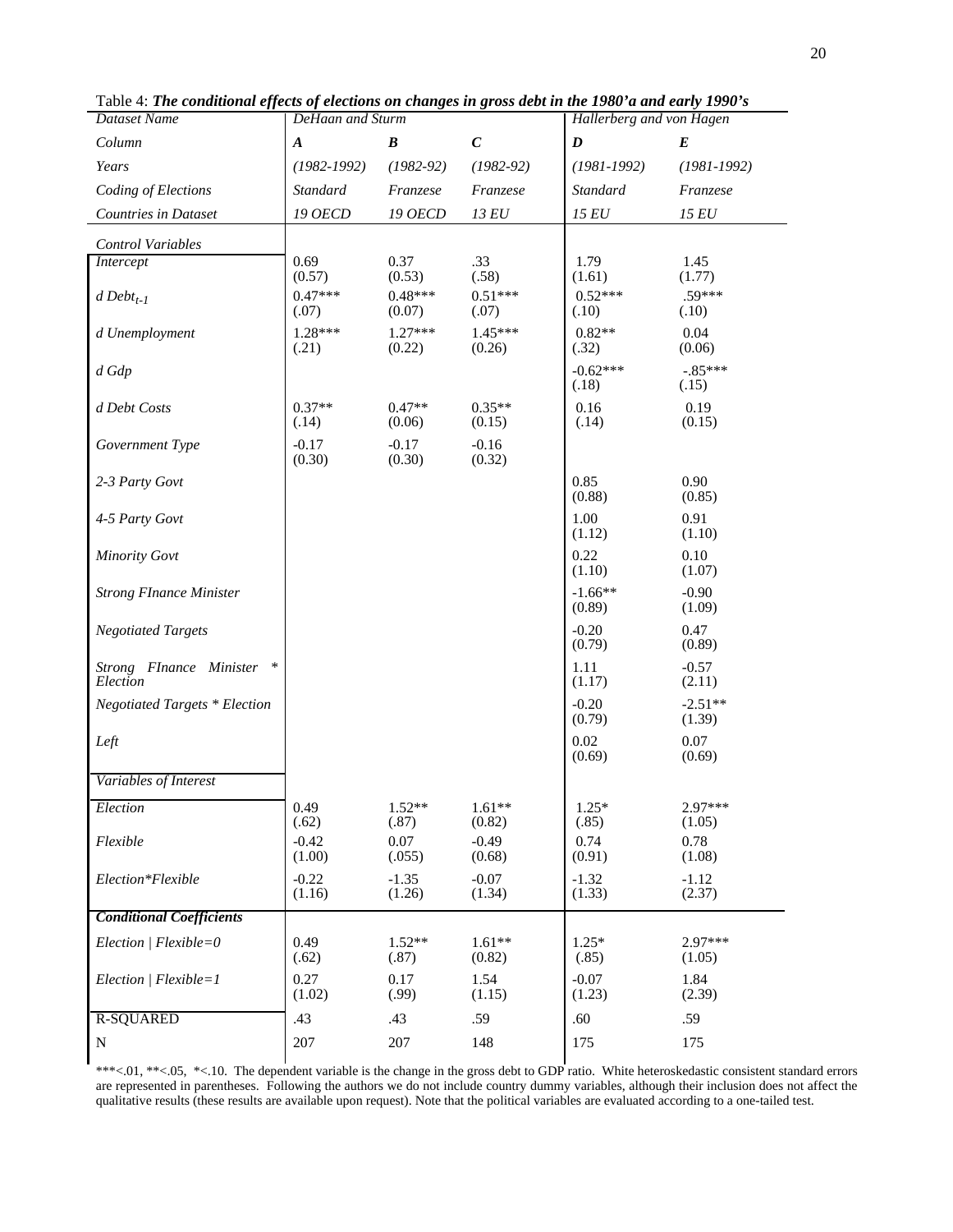Table 4: ***The conditional effects of elections on changes in gross debt in the 1980'a and early 1990's***

| *Dataset Name* | *DeHaan and Sturm* | | | *Hallerberg and von Hagen* | |
|---|---|---|---|---|---|
| *Column* | ***A*** | ***B*** | ***C*** | ***D*** | ***E*** |
| *Years* | *(1982-1992)* | *(1982-92)* | *(1982-92)* | *(1981-1992)* | *(1981-1992)* |
| *Coding of Elections* | *Standard* | *Franzese* | *Franzese* | *Standard* | *Franzese* |
| *Countries in Dataset* | *19 OECD* | *19 OECD* | *13 EU* | *15 EU* | *15 EU* |
| *Control Variables* | | | | | |
| *Intercept* | 0.69 (0.57) | 0.37 (0.53) | .33 (.58) | 1.79 (1.61) | 1.45 (1.77) |
| *d* $Debt_{t-1}$ | 0.47*** (.07) | 0.48*** (0.07) | 0.51*** (.07) | 0.52*** (.10) | .59*** (.10) |
| *d Unemployment* | 1.28*** (.21) | 1.27*** (0.22) | 1.45*** (0.26) | 0.82** (.32) | 0.04 (0.06) |
| *d Gdp* | | | | -0.62*** (.18) | -.85*** (.15) |
| *d Debt Costs* | 0.37** (.14) | 0.47** (0.06) | 0.35** (0.15) | 0.16 (.14) | 0.19 (0.15) |
| *Government Type* | -0.17 (0.30) | -0.17 (0.30) | -0.16 (0.32) | | |
| *2-3 Party Govt* | | | | 0.85 (0.88) | 0.90 (0.85) |
| *4-5 Party Govt* | | | | 1.00 (1.12) | 0.91 (1.10) |
| *Minority Govt* | | | | 0.22 (1.10) | 0.10 (1.07) |
| *Strong FInance Minister* | | | | -1.66** (0.89) | -0.90 (1.09) |
| *Negotiated Targets* | | | | -0.20 (0.79) | 0.47 (0.89) |
| *Strong FInance Minister * Election* | | | | 1.11 (1.17) | -0.57 (2.11) |
| *Negotiated Targets * Election* | | | | -0.20 (0.79) | -2.51** (1.39) |
| *Left* | | | | 0.02 (0.69) | 0.07 (0.69) |
| *Variables of Interest* | | | | | |
| *Election* | 0.49 (.62) | 1.52** (.87) | 1.61** (0.82) | 1.25* (.85) | 2.97*** (1.05) |
| *Flexible* | -0.42 (1.00) | 0.07 (.055) | -0.49 (0.68) | 0.74 (0.91) | 0.78 (1.08) |
| *Election*Flexible* | -0.22 (1.16) | -1.35 (1.26) | -0.07 (1.34) | -1.32 (1.33) | -1.12 (2.37) |
| ***Conditional Coefficients*** | | | | | |
| *Election \| Flexible=0* | 0.49 (.62) | 1.52** (.87) | 1.61** (0.82) | 1.25* (.85) | 2.97*** (1.05) |
| *Election \| Flexible=1* | 0.27 (1.02) | 0.17 (.99) | 1.54 (1.15) | -0.07 (1.23) | 1.84 (2.39) |
| R-SQUARED | .43 | .43 | .59 | .60 | .59 |
| N | 207 | 207 | 148 | 175 | 175 |

***<.01, **<.05, *<.10. The dependent variable is the change in the gross debt to GDP ratio. White heteroskedastic consistent standard errors are represented in parentheses. Following the authors we do not include country dummy variables, although their inclusion does not affect the qualitative results (these results are available upon request). Note that the political variables are evaluated according to a one-tailed test.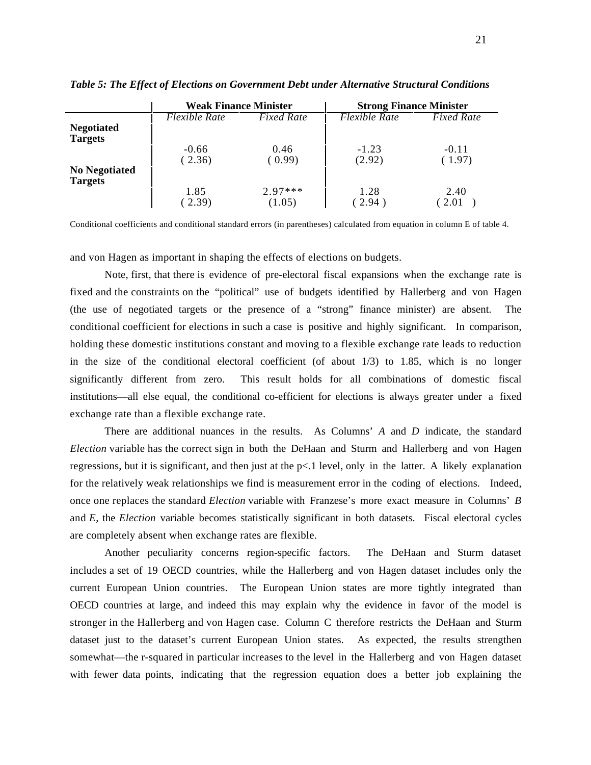*Table 5: The Effect of Elections on Government Debt under Alternative Structural Conditions*

| | **Weak Finance Minister** | | **Strong Finance Minister** | |
|---|---|---|---|---|
| | *Flexible Rate* | *Fixed Rate* | *Flexible Rate* | *Fixed Rate* |
| **Negotiated Targets** | -0.66<br>( 2.36) | 0.46<br>( 0.99) | -1.23<br>(2.92) | -0.11<br>( 1.97) |
| **No Negotiated Targets** | 1.85<br>( 2.39) | 2.97***<br>(1.05) | 1.28<br>( 2.94 ) | 2.40<br>( 2.01 ) |

Conditional coefficients and conditional standard errors (in parentheses) calculated from equation in column E of table 4.

and von Hagen as important in shaping the effects of elections on budgets.

Note, first, that there is evidence of pre-electoral fiscal expansions when the exchange rate is fixed and the constraints on the "political" use of budgets identified by Hallerberg and von Hagen (the use of negotiated targets or the presence of a "strong" finance minister) are absent. The conditional coefficient for elections in such a case is positive and highly significant. In comparison, holding these domestic institutions constant and moving to a flexible exchange rate leads to reduction in the size of the conditional electoral coefficient (of about 1/3) to 1.85, which is no longer significantly different from zero. This result holds for all combinations of domestic fiscal institutions—all else equal, the conditional co-efficient for elections is always greater under a fixed exchange rate than a flexible exchange rate.

There are additional nuances in the results. As Columns' *A* and *D* indicate, the standard *Election* variable has the correct sign in both the DeHaan and Sturm and Hallerberg and von Hagen regressions, but it is significant, and then just at the p<.1 level, only in the latter. A likely explanation for the relatively weak relationships we find is measurement error in the coding of elections. Indeed, once one replaces the standard *Election* variable with Franzese's more exact measure in Columns' *B* and *E*, the *Election* variable becomes statistically significant in both datasets. Fiscal electoral cycles are completely absent when exchange rates are flexible.

Another peculiarity concerns region-specific factors. The DeHaan and Sturm dataset includes a set of 19 OECD countries, while the Hallerberg and von Hagen dataset includes only the current European Union countries. The European Union states are more tightly integrated than OECD countries at large, and indeed this may explain why the evidence in favor of the model is stronger in the Hallerberg and von Hagen case. Column C therefore restricts the DeHaan and Sturm dataset just to the dataset's current European Union states. As expected, the results strengthen somewhat—the r-squared in particular increases to the level in the Hallerberg and von Hagen dataset with fewer data points, indicating that the regression equation does a better job explaining the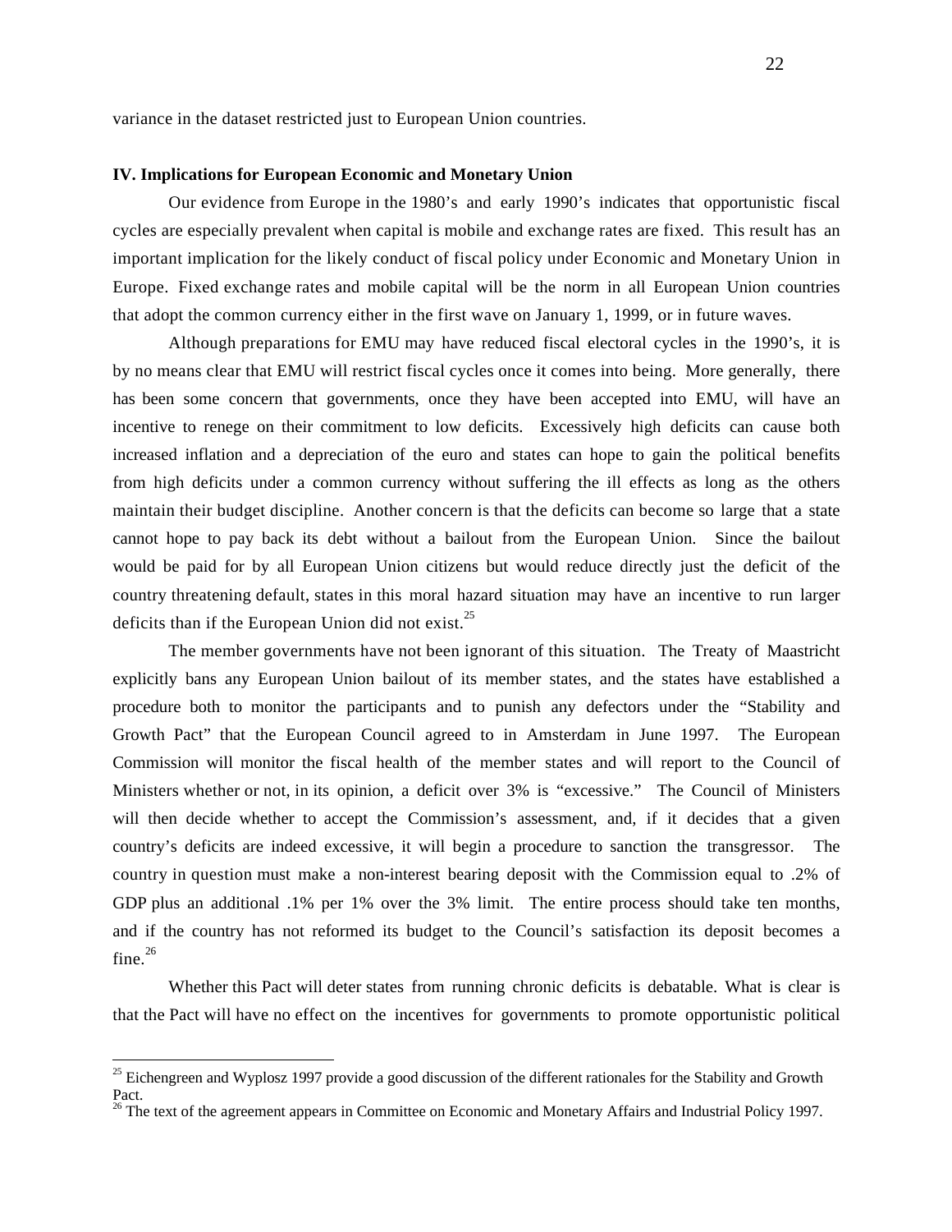variance in the dataset restricted just to European Union countries.

**IV. Implications for European Economic and Monetary Union**

Our evidence from Europe in the 1980's and early 1990's indicates that opportunistic fiscal cycles are especially prevalent when capital is mobile and exchange rates are fixed. This result has an important implication for the likely conduct of fiscal policy under Economic and Monetary Union in Europe. Fixed exchange rates and mobile capital will be the norm in all European Union countries that adopt the common currency either in the first wave on January 1, 1999, or in future waves.

Although preparations for EMU may have reduced fiscal electoral cycles in the 1990's, it is by no means clear that EMU will restrict fiscal cycles once it comes into being. More generally, there has been some concern that governments, once they have been accepted into EMU, will have an incentive to renege on their commitment to low deficits. Excessively high deficits can cause both increased inflation and a depreciation of the euro and states can hope to gain the political benefits from high deficits under a common currency without suffering the ill effects as long as the others maintain their budget discipline. Another concern is that the deficits can become so large that a state cannot hope to pay back its debt without a bailout from the European Union. Since the bailout would be paid for by all European Union citizens but would reduce directly just the deficit of the country threatening default, states in this moral hazard situation may have an incentive to run larger deficits than if the European Union did not exist.[25]

The member governments have not been ignorant of this situation. The Treaty of Maastricht explicitly bans any European Union bailout of its member states, and the states have established a procedure both to monitor the participants and to punish any defectors under the "Stability and Growth Pact" that the European Council agreed to in Amsterdam in June 1997. The European Commission will monitor the fiscal health of the member states and will report to the Council of Ministers whether or not, in its opinion, a deficit over 3% is "excessive." The Council of Ministers will then decide whether to accept the Commission's assessment, and, if it decides that a given country's deficits are indeed excessive, it will begin a procedure to sanction the transgressor. The country in question must make a non-interest bearing deposit with the Commission equal to .2% of GDP plus an additional .1% per 1% over the 3% limit. The entire process should take ten months, and if the country has not reformed its budget to the Council's satisfaction its deposit becomes a fine.[26]

Whether this Pact will deter states from running chronic deficits is debatable. What is clear is that the Pact will have no effect on the incentives for governments to promote opportunistic political

---

[25] Eichengreen and Wyplosz 1997 provide a good discussion of the different rationales for the Stability and Growth Pact.

[26] The text of the agreement appears in Committee on Economic and Monetary Affairs and Industrial Policy 1997.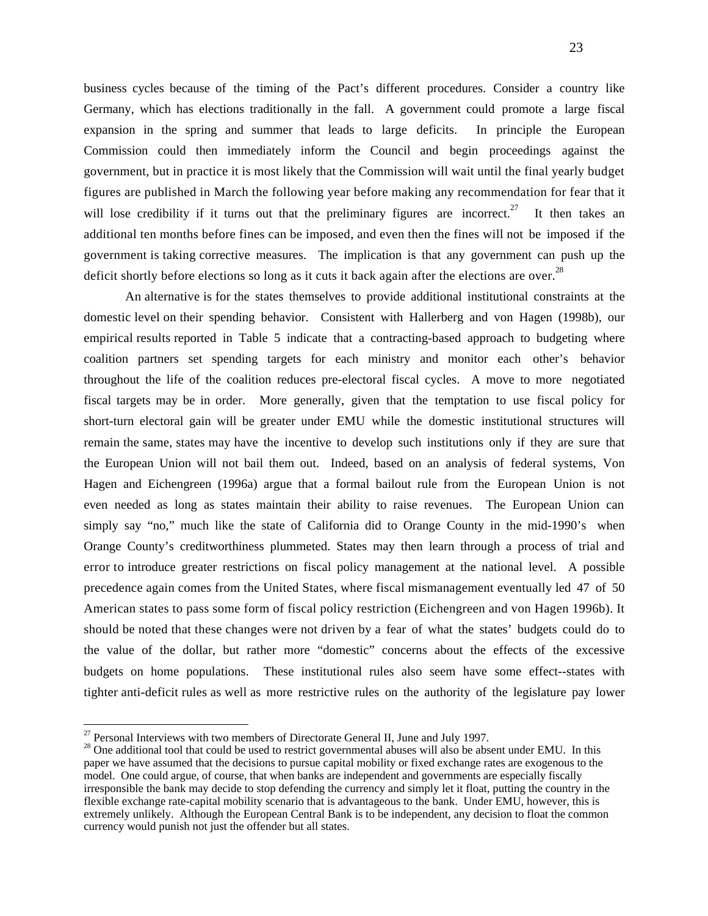business cycles because of the timing of the Pact's different procedures. Consider a country like Germany, which has elections traditionally in the fall. A government could promote a large fiscal expansion in the spring and summer that leads to large deficits. In principle the European Commission could then immediately inform the Council and begin proceedings against the government, but in practice it is most likely that the Commission will wait until the final yearly budget figures are published in March the following year before making any recommendation for fear that it will lose credibility if it turns out that the preliminary figures are incorrect.[27] It then takes an additional ten months before fines can be imposed, and even then the fines will not be imposed if the government is taking corrective measures. The implication is that any government can push up the deficit shortly before elections so long as it cuts it back again after the elections are over.[28]

An alternative is for the states themselves to provide additional institutional constraints at the domestic level on their spending behavior. Consistent with Hallerberg and von Hagen (1998b), our empirical results reported in Table 5 indicate that a contracting-based approach to budgeting where coalition partners set spending targets for each ministry and monitor each other's behavior throughout the life of the coalition reduces pre-electoral fiscal cycles. A move to more negotiated fiscal targets may be in order. More generally, given that the temptation to use fiscal policy for short-turn electoral gain will be greater under EMU while the domestic institutional structures will remain the same, states may have the incentive to develop such institutions only if they are sure that the European Union will not bail them out. Indeed, based on an analysis of federal systems, Von Hagen and Eichengreen (1996a) argue that a formal bailout rule from the European Union is not even needed as long as states maintain their ability to raise revenues. The European Union can simply say "no," much like the state of California did to Orange County in the mid-1990's when Orange County's creditworthiness plummeted. States may then learn through a process of trial and error to introduce greater restrictions on fiscal policy management at the national level. A possible precedence again comes from the United States, where fiscal mismanagement eventually led 47 of 50 American states to pass some form of fiscal policy restriction (Eichengreen and von Hagen 1996b). It should be noted that these changes were not driven by a fear of what the states' budgets could do to the value of the dollar, but rather more "domestic" concerns about the effects of the excessive budgets on home populations. These institutional rules also seem have some effect--states with tighter anti-deficit rules as well as more restrictive rules on the authority of the legislature pay lower

---

[27] Personal Interviews with two members of Directorate General II, June and July 1997.

[28] One additional tool that could be used to restrict governmental abuses will also be absent under EMU. In this paper we have assumed that the decisions to pursue capital mobility or fixed exchange rates are exogenous to the model. One could argue, of course, that when banks are independent and governments are especially fiscally irresponsible the bank may decide to stop defending the currency and simply let it float, putting the country in the flexible exchange rate-capital mobility scenario that is advantageous to the bank. Under EMU, however, this is extremely unlikely. Although the European Central Bank is to be independent, any decision to float the common currency would punish not just the offender but all states.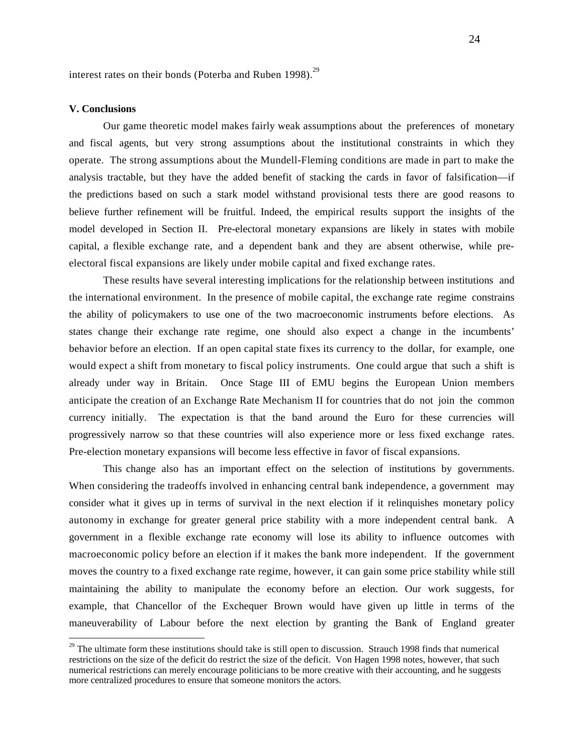interest rates on their bonds (Poterba and Ruben 1998).[29]

**V. Conclusions**

Our game theoretic model makes fairly weak assumptions about the preferences of monetary and fiscal agents, but very strong assumptions about the institutional constraints in which they operate. The strong assumptions about the Mundell-Fleming conditions are made in part to make the analysis tractable, but they have the added benefit of stacking the cards in favor of falsification—if the predictions based on such a stark model withstand provisional tests there are good reasons to believe further refinement will be fruitful. Indeed, the empirical results support the insights of the model developed in Section II. Pre-electoral monetary expansions are likely in states with mobile capital, a flexible exchange rate, and a dependent bank and they are absent otherwise, while pre-electoral fiscal expansions are likely under mobile capital and fixed exchange rates.

These results have several interesting implications for the relationship between institutions and the international environment. In the presence of mobile capital, the exchange rate regime constrains the ability of policymakers to use one of the two macroeconomic instruments before elections. As states change their exchange rate regime, one should also expect a change in the incumbents' behavior before an election. If an open capital state fixes its currency to the dollar, for example, one would expect a shift from monetary to fiscal policy instruments. One could argue that such a shift is already under way in Britain. Once Stage III of EMU begins the European Union members anticipate the creation of an Exchange Rate Mechanism II for countries that do not join the common currency initially. The expectation is that the band around the Euro for these currencies will progressively narrow so that these countries will also experience more or less fixed exchange rates. Pre-election monetary expansions will become less effective in favor of fiscal expansions.

This change also has an important effect on the selection of institutions by governments. When considering the tradeoffs involved in enhancing central bank independence, a government may consider what it gives up in terms of survival in the next election if it relinquishes monetary policy autonomy in exchange for greater general price stability with a more independent central bank. A government in a flexible exchange rate economy will lose its ability to influence outcomes with macroeconomic policy before an election if it makes the bank more independent. If the government moves the country to a fixed exchange rate regime, however, it can gain some price stability while still maintaining the ability to manipulate the economy before an election. Our work suggests, for example, that Chancellor of the Exchequer Brown would have given up little in terms of the maneuverability of Labour before the next election by granting the Bank of England greater

[29] The ultimate form these institutions should take is still open to discussion. Strauch 1998 finds that numerical restrictions on the size of the deficit do restrict the size of the deficit. Von Hagen 1998 notes, however, that such numerical restrictions can merely encourage politicians to be more creative with their accounting, and he suggests more centralized procedures to ensure that someone monitors the actors.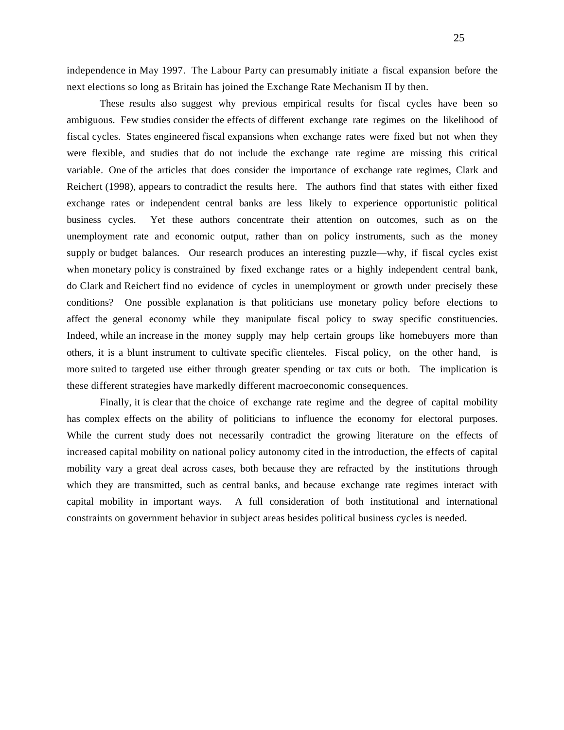independence in May 1997. The Labour Party can presumably initiate a fiscal expansion before the next elections so long as Britain has joined the Exchange Rate Mechanism II by then.

These results also suggest why previous empirical results for fiscal cycles have been so ambiguous. Few studies consider the effects of different exchange rate regimes on the likelihood of fiscal cycles. States engineered fiscal expansions when exchange rates were fixed but not when they were flexible, and studies that do not include the exchange rate regime are missing this critical variable. One of the articles that does consider the importance of exchange rate regimes, Clark and Reichert (1998), appears to contradict the results here. The authors find that states with either fixed exchange rates or independent central banks are less likely to experience opportunistic political business cycles. Yet these authors concentrate their attention on outcomes, such as on the unemployment rate and economic output, rather than on policy instruments, such as the money supply or budget balances. Our research produces an interesting puzzle—why, if fiscal cycles exist when monetary policy is constrained by fixed exchange rates or a highly independent central bank, do Clark and Reichert find no evidence of cycles in unemployment or growth under precisely these conditions? One possible explanation is that politicians use monetary policy before elections to affect the general economy while they manipulate fiscal policy to sway specific constituencies. Indeed, while an increase in the money supply may help certain groups like homebuyers more than others, it is a blunt instrument to cultivate specific clienteles. Fiscal policy, on the other hand, is more suited to targeted use either through greater spending or tax cuts or both. The implication is these different strategies have markedly different macroeconomic consequences.

Finally, it is clear that the choice of exchange rate regime and the degree of capital mobility has complex effects on the ability of politicians to influence the economy for electoral purposes. While the current study does not necessarily contradict the growing literature on the effects of increased capital mobility on national policy autonomy cited in the introduction, the effects of capital mobility vary a great deal across cases, both because they are refracted by the institutions through which they are transmitted, such as central banks, and because exchange rate regimes interact with capital mobility in important ways. A full consideration of both institutional and international constraints on government behavior in subject areas besides political business cycles is needed.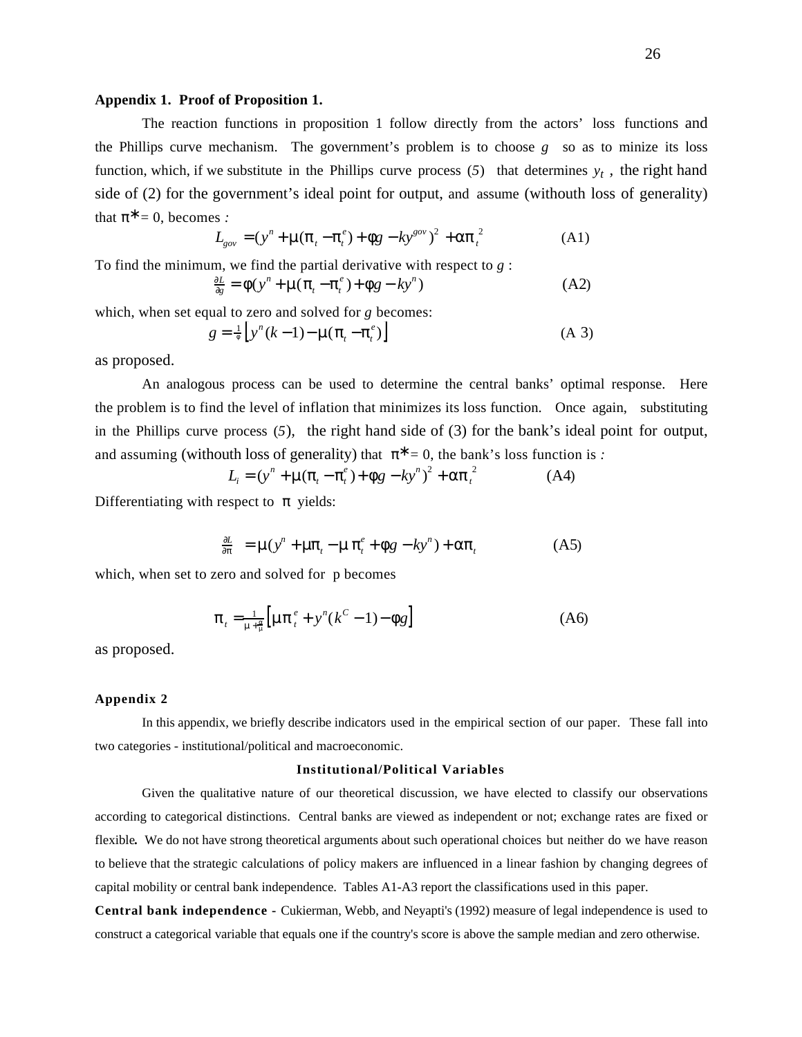**Appendix 1. Proof of Proposition 1.**

The reaction functions in proposition 1 follow directly from the actors' loss functions and the Phillips curve mechanism. The government's problem is to choose $g$ so as to minize its loss function, which, if we substitute in the Phillips curve process (*5*) that determines $y_t$, the right hand side of (2) for the government's ideal point for output, and assume (withouth loss of generality) that $\pi^* = 0$, becomes *:*

$$L_{gov} = (y^n + \mu(\pi_t - \pi_t^e) + \phi g - ky^{gov})^2 + \alpha\pi_t^2 \qquad \text{(A1)}$$

To find the minimum, we find the partial derivative with respect to $g$ :

$$\tfrac{\partial L}{\partial g} = \phi(y^n + \mu(\pi_t - \pi_t^e) + \phi g - ky^n) \qquad \text{(A2)}$$

which, when set equal to zero and solved for $g$ becomes:

$$g = \tfrac{1}{\phi}\left[y^n(k-1) - \mu(\pi_t - \pi_t^e)\right] \qquad \text{(A 3)}$$

as proposed.

An analogous process can be used to determine the central banks' optimal response. Here the problem is to find the level of inflation that minimizes its loss function. Once again, substituting in the Phillips curve process (*5*), the right hand side of (3) for the bank's ideal point for output, and assuming (withouth loss of generality) that $\pi^* = 0$, the bank's loss function is *:*

$$L_i = (y^n + \mu(\pi_t - \pi_t^e) + \phi g - ky^n)^2 + \alpha\pi_t^2 \qquad \text{(A4)}$$

Differentiating with respect to $\pi$ yields:

$$\tfrac{\partial L}{\partial \pi} = \mu(y^n + \mu\pi_t - \mu\,\pi_t^e + \phi g - ky^n) + \alpha\pi_t \qquad \text{(A5)}$$

which, when set to zero and solved for p becomes

$$\pi_t = \tfrac{1}{\mu + \frac{\alpha}{\mu}}\left[\mu\pi_t^e + y^n(k^C - 1) - \phi g\right] \qquad \text{(A6)}$$

as proposed.

**Appendix 2**

In this appendix, we briefly describe indicators used in the empirical section of our paper. These fall into two categories - institutional/political and macroeconomic.

**Institutional/Political Variables**

Given the qualitative nature of our theoretical discussion, we have elected to classify our observations according to categorical distinctions. Central banks are viewed as independent or not; exchange rates are fixed or flexible**.** We do not have strong theoretical arguments about such operational choices but neither do we have reason to believe that the strategic calculations of policy makers are influenced in a linear fashion by changing degrees of capital mobility or central bank independence. Tables A1-A3 report the classifications used in this paper.

**Central bank independence** - Cukierman, Webb, and Neyapti's (1992) measure of legal independence is used to construct a categorical variable that equals one if the country's score is above the sample median and zero otherwise.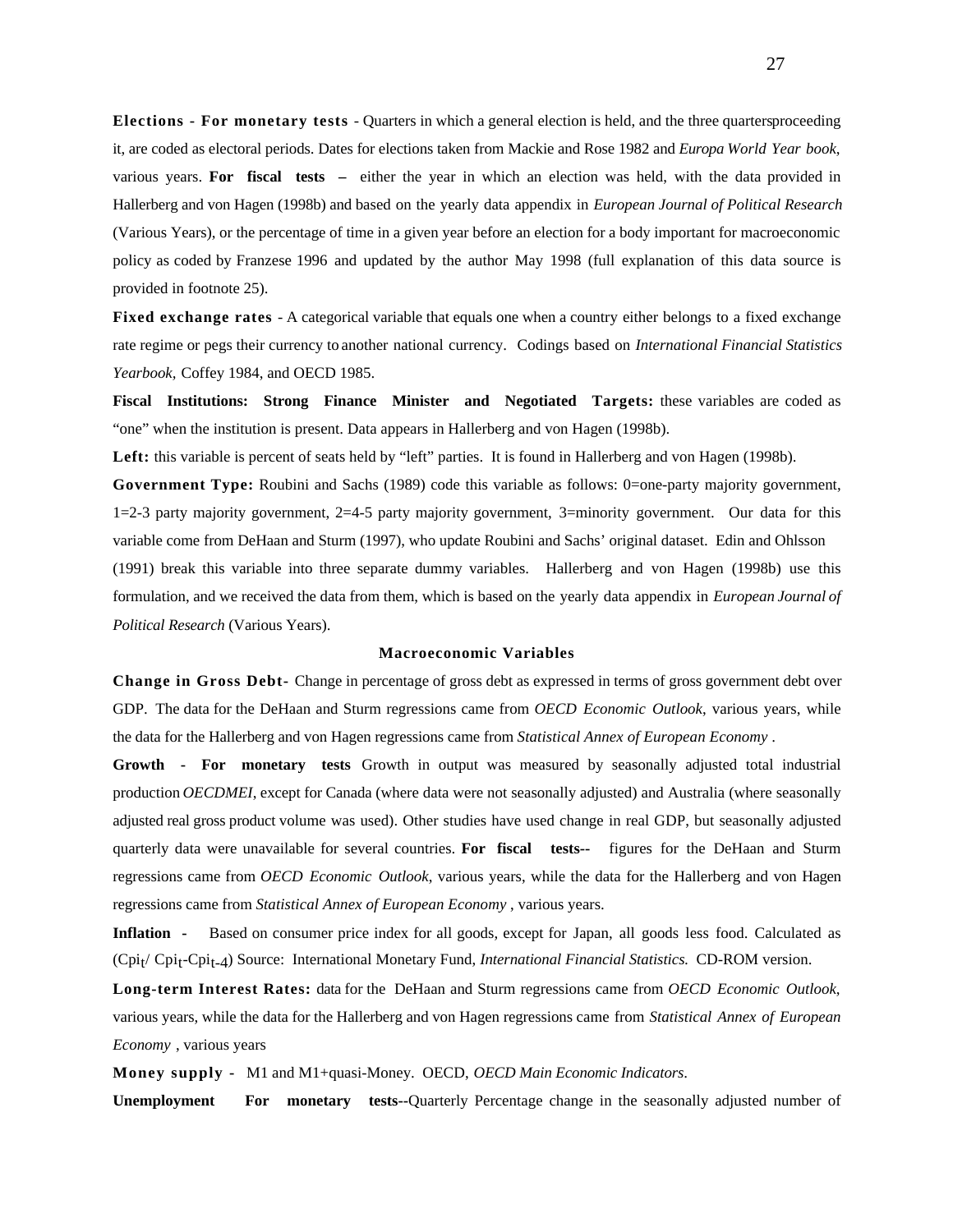**Elections - For monetary tests** - Quarters in which a general election is held, and the three quartersproceeding it, are coded as electoral periods. Dates for elections taken from Mackie and Rose 1982 and *Europa World Year book*, various years. **For fiscal tests –** either the year in which an election was held, with the data provided in Hallerberg and von Hagen (1998b) and based on the yearly data appendix in *European Journal of Political Research* (Various Years), or the percentage of time in a given year before an election for a body important for macroeconomic policy as coded by Franzese 1996 and updated by the author May 1998 (full explanation of this data source is provided in footnote 25).

**Fixed exchange rates** - A categorical variable that equals one when a country either belongs to a fixed exchange rate regime or pegs their currency to another national currency. Codings based on *International Financial Statistics Yearbook,* Coffey 1984, and OECD 1985.

**Fiscal Institutions: Strong Finance Minister and Negotiated Targets:** these variables are coded as "one" when the institution is present. Data appears in Hallerberg and von Hagen (1998b).

**Left:** this variable is percent of seats held by "left" parties. It is found in Hallerberg and von Hagen (1998b).

**Government Type:** Roubini and Sachs (1989) code this variable as follows: 0=one-party majority government, 1=2-3 party majority government, 2=4-5 party majority government, 3=minority government. Our data for this variable come from DeHaan and Sturm (1997), who update Roubini and Sachs' original dataset. Edin and Ohlsson (1991) break this variable into three separate dummy variables. Hallerberg and von Hagen (1998b) use this formulation, and we received the data from them, which is based on the yearly data appendix in *European Journal of Political Research* (Various Years).

**Macroeconomic Variables**

**Change in Gross Debt-** Change in percentage of gross debt as expressed in terms of gross government debt over GDP. The data for the DeHaan and Sturm regressions came from *OECD Economic Outlook*, various years, while the data for the Hallerberg and von Hagen regressions came from *Statistical Annex of European Economy* .

**Growth - For monetary tests** Growth in output was measured by seasonally adjusted total industrial production *OECDMEI*, except for Canada (where data were not seasonally adjusted) and Australia (where seasonally adjusted real gross product volume was used). Other studies have used change in real GDP, but seasonally adjusted quarterly data were unavailable for several countries. **For fiscal tests--** figures for the DeHaan and Sturm regressions came from *OECD Economic Outlook*, various years, while the data for the Hallerberg and von Hagen regressions came from *Statistical Annex of European Economy* , various years.

**Inflation -** Based on consumer price index for all goods, except for Japan, all goods less food. Calculated as ($Cpi_t$/ $Cpi_t$-$Cpi_{t-4}$) Source: International Monetary Fund, *International Financial Statistics.* CD-ROM version.

**Long-term Interest Rates:** data for the DeHaan and Sturm regressions came from *OECD Economic Outlook*, various years, while the data for the Hallerberg and von Hagen regressions came from *Statistical Annex of European Economy* , various years

**Money supply -** M1 and M1+quasi-Money. OECD, *OECD Main Economic Indicators*.

**Unemployment For monetary tests--**Quarterly Percentage change in the seasonally adjusted number of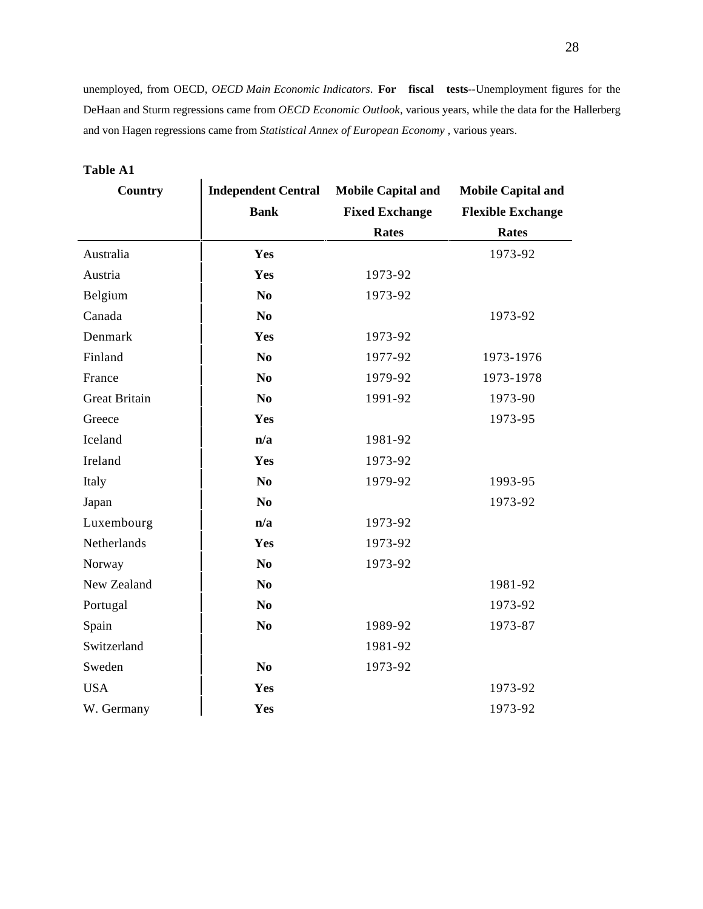unemployed, from OECD, *OECD Main Economic Indicators*. **For fiscal tests--**Unemployment figures for the DeHaan and Sturm regressions came from *OECD Economic Outlook*, various years, while the data for the Hallerberg and von Hagen regressions came from *Statistical Annex of European Economy* , various years.

**Table A1**

| Country | Independent Central Bank | Mobile Capital and Fixed Exchange Rates | Mobile Capital and Flexible Exchange Rates |
|---|---|---|---|
| Australia | **Yes** | | 1973-92 |
| Austria | **Yes** | 1973-92 | |
| Belgium | **No** | 1973-92 | |
| Canada | **No** | | 1973-92 |
| Denmark | **Yes** | 1973-92 | |
| Finland | **No** | 1977-92 | 1973-1976 |
| France | **No** | 1979-92 | 1973-1978 |
| Great Britain | **No** | 1991-92 | 1973-90 |
| Greece | **Yes** | | 1973-95 |
| Iceland | **n/a** | 1981-92 | |
| Ireland | **Yes** | 1973-92 | |
| Italy | **No** | 1979-92 | 1993-95 |
| Japan | **No** | | 1973-92 |
| Luxembourg | **n/a** | 1973-92 | |
| Netherlands | **Yes** | 1973-92 | |
| Norway | **No** | 1973-92 | |
| New Zealand | **No** | | 1981-92 |
| Portugal | **No** | | 1973-92 |
| Spain | **No** | 1989-92 | 1973-87 |
| Switzerland | | 1981-92 | |
| Sweden | **No** | 1973-92 | |
| USA | **Yes** | | 1973-92 |
| W. Germany | **Yes** | | 1973-92 |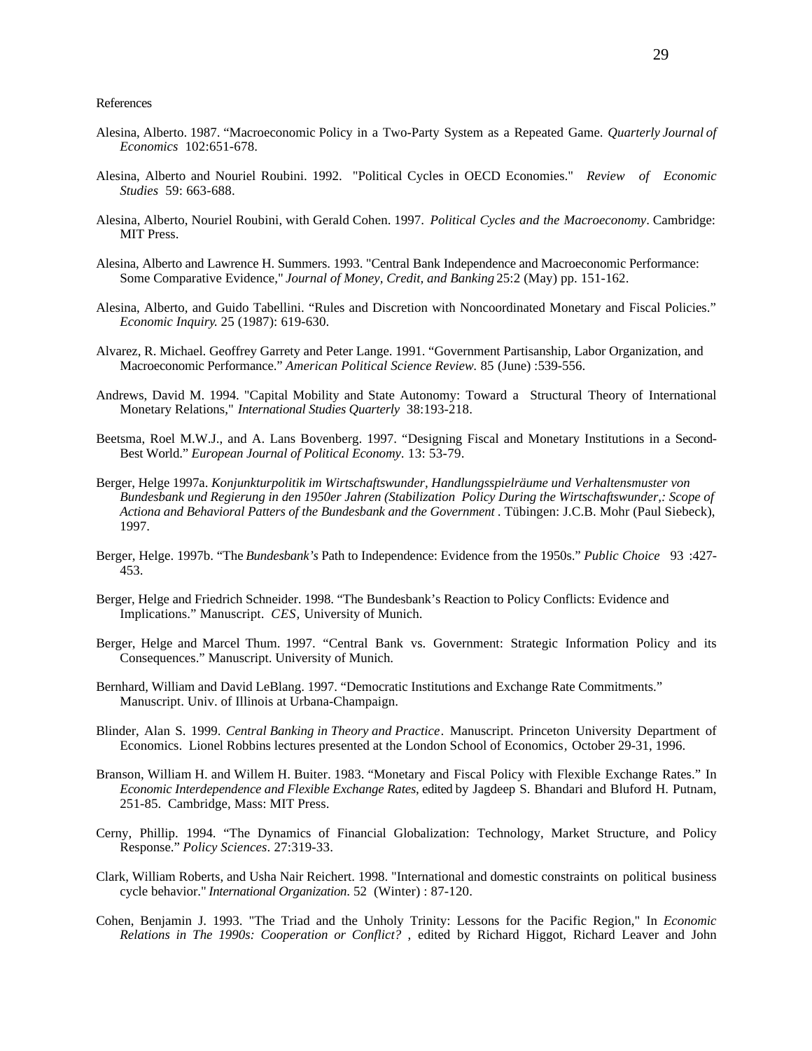References

Alesina, Alberto. 1987. "Macroeconomic Policy in a Two-Party System as a Repeated Game. *Quarterly Journal of Economics* 102:651-678.

Alesina, Alberto and Nouriel Roubini. 1992. "Political Cycles in OECD Economies." *Review of Economic Studies* 59: 663-688.

Alesina, Alberto, Nouriel Roubini, with Gerald Cohen. 1997. *Political Cycles and the Macroeconomy*. Cambridge: MIT Press.

Alesina, Alberto and Lawrence H. Summers. 1993. "Central Bank Independence and Macroeconomic Performance: Some Comparative Evidence," *Journal of Money, Credit, and Banking* 25:2 (May) pp. 151-162.

Alesina, Alberto, and Guido Tabellini. "Rules and Discretion with Noncoordinated Monetary and Fiscal Policies." *Economic Inquiry.* 25 (1987): 619-630.

Alvarez, R. Michael. Geoffrey Garrety and Peter Lange. 1991. "Government Partisanship, Labor Organization, and Macroeconomic Performance." *American Political Science Review.* 85 (June) :539-556.

Andrews, David M. 1994. "Capital Mobility and State Autonomy: Toward a Structural Theory of International Monetary Relations," *International Studies Quarterly* 38:193-218.

Beetsma, Roel M.W.J., and A. Lans Bovenberg. 1997. "Designing Fiscal and Monetary Institutions in a Second-Best World." *European Journal of Political Economy.* 13: 53-79.

Berger, Helge 1997a. *Konjunkturpolitik im Wirtschaftswunder, Handlungsspielräume und Verhaltensmuster von Bundesbank und Regierung in den 1950er Jahren (Stabilization Policy During the Wirtschaftswunder,: Scope of Actiona and Behavioral Patters of the Bundesbank and the Government* . Tübingen: J.C.B. Mohr (Paul Siebeck), 1997.

Berger, Helge. 1997b. "The *Bundesbank's* Path to Independence: Evidence from the 1950s." *Public Choice* 93 :427-453.

Berger, Helge and Friedrich Schneider. 1998. "The Bundesbank's Reaction to Policy Conflicts: Evidence and Implications." Manuscript. *CES,* University of Munich.

Berger, Helge and Marcel Thum. 1997. "Central Bank vs. Government: Strategic Information Policy and its Consequences." Manuscript. University of Munich.

Bernhard, William and David LeBlang. 1997. "Democratic Institutions and Exchange Rate Commitments." Manuscript. Univ. of Illinois at Urbana-Champaign.

Blinder, Alan S. 1999. *Central Banking in Theory and Practice*. Manuscript. Princeton University Department of Economics. Lionel Robbins lectures presented at the London School of Economics, October 29-31, 1996.

Branson, William H. and Willem H. Buiter. 1983. "Monetary and Fiscal Policy with Flexible Exchange Rates." In *Economic Interdependence and Flexible Exchange Rates,* edited by Jagdeep S. Bhandari and Bluford H. Putnam, 251-85. Cambridge, Mass: MIT Press.

Cerny, Phillip. 1994. "The Dynamics of Financial Globalization: Technology, Market Structure, and Policy Response." *Policy Sciences*. 27:319-33.

Clark, William Roberts, and Usha Nair Reichert. 1998. "International and domestic constraints on political business cycle behavior." *International Organization.* 52 (Winter) : 87-120.

Cohen, Benjamin J. 1993. "The Triad and the Unholy Trinity: Lessons for the Pacific Region," In *Economic Relations in The 1990s: Cooperation or Conflict?* , edited by Richard Higgot, Richard Leaver and John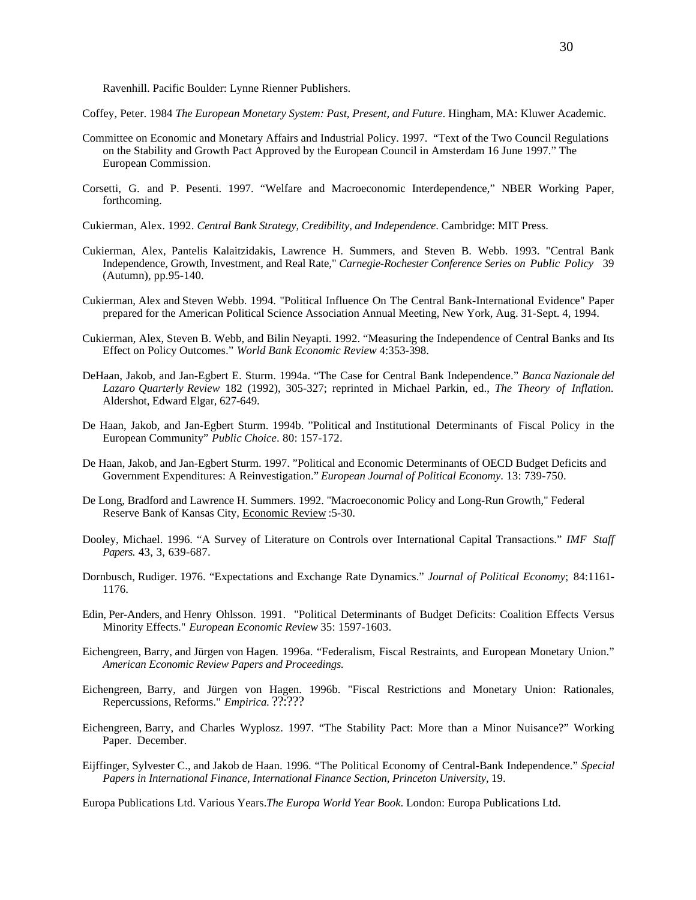Ravenhill. Pacific Boulder: Lynne Rienner Publishers.

Coffey, Peter. 1984 *The European Monetary System: Past, Present, and Future*. Hingham, MA: Kluwer Academic.

Committee on Economic and Monetary Affairs and Industrial Policy. 1997. “Text of the Two Council Regulations on the Stability and Growth Pact Approved by the European Council in Amsterdam 16 June 1997.” The European Commission.

Corsetti, G. and P. Pesenti. 1997. “Welfare and Macroeconomic Interdependence,” NBER Working Paper, forthcoming.

Cukierman, Alex. 1992. *Central Bank Strategy, Credibility, and Independence*. Cambridge: MIT Press.

Cukierman, Alex, Pantelis Kalaitzidakis, Lawrence H. Summers, and Steven B. Webb. 1993. "Central Bank Independence, Growth, Investment, and Real Rate," *Carnegie-Rochester Conference Series on Public Policy* 39 (Autumn), pp.95-140.

Cukierman, Alex and Steven Webb. 1994. "Political Influence On The Central Bank-International Evidence" Paper prepared for the American Political Science Association Annual Meeting, New York, Aug. 31-Sept. 4, 1994.

Cukierman, Alex, Steven B. Webb, and Bilin Neyapti. 1992. “Measuring the Independence of Central Banks and Its Effect on Policy Outcomes.” *World Bank Economic Review* 4:353-398.

DeHaan, Jakob, and Jan-Egbert E. Sturm. 1994a. “The Case for Central Bank Independence.” *Banca Nazionale del Lazaro Quarterly Review* 182 (1992), 305-327; reprinted in Michael Parkin, ed., *The Theory of Inflation*. Aldershot, Edward Elgar, 627-649.

De Haan, Jakob, and Jan-Egbert Sturm. 1994b. ”Political and Institutional Determinants of Fiscal Policy in the European Community” *Public Choice*. 80: 157-172.

De Haan, Jakob, and Jan-Egbert Sturm. 1997. ”Political and Economic Determinants of OECD Budget Deficits and Government Expenditures: A Reinvestigation.” *European Journal of Political Economy*. 13: 739-750.

De Long, Bradford and Lawrence H. Summers. 1992. "Macroeconomic Policy and Long-Run Growth," Federal Reserve Bank of Kansas City, Economic Review :5-30.

Dooley, Michael. 1996. “A Survey of Literature on Controls over International Capital Transactions.” *IMF Staff Papers.* 43, 3, 639-687.

Dornbusch, Rudiger. 1976. “Expectations and Exchange Rate Dynamics.” *Journal of Political Economy*; 84:1161-1176.

Edin, Per-Anders, and Henry Ohlsson. 1991. "Political Determinants of Budget Deficits: Coalition Effects Versus Minority Effects." *European Economic Review* 35: 1597-1603.

Eichengreen, Barry, and Jürgen von Hagen. 1996a. “Federalism, Fiscal Restraints, and European Monetary Union.” *American Economic Review Papers and Proceedings.*

Eichengreen, Barry, and Jürgen von Hagen. 1996b. "Fiscal Restrictions and Monetary Union: Rationales, Repercussions, Reforms." *Empirica.* ??:???

Eichengreen, Barry, and Charles Wyplosz. 1997. “The Stability Pact: More than a Minor Nuisance?” Working Paper. December.

Eijffinger, Sylvester C., and Jakob de Haan. 1996. “The Political Economy of Central-Bank Independence.” *Special Papers in International Finance, International Finance Section, Princeton University*, 19.

Europa Publications Ltd. Various Years.*The Europa World Year Book*. London: Europa Publications Ltd.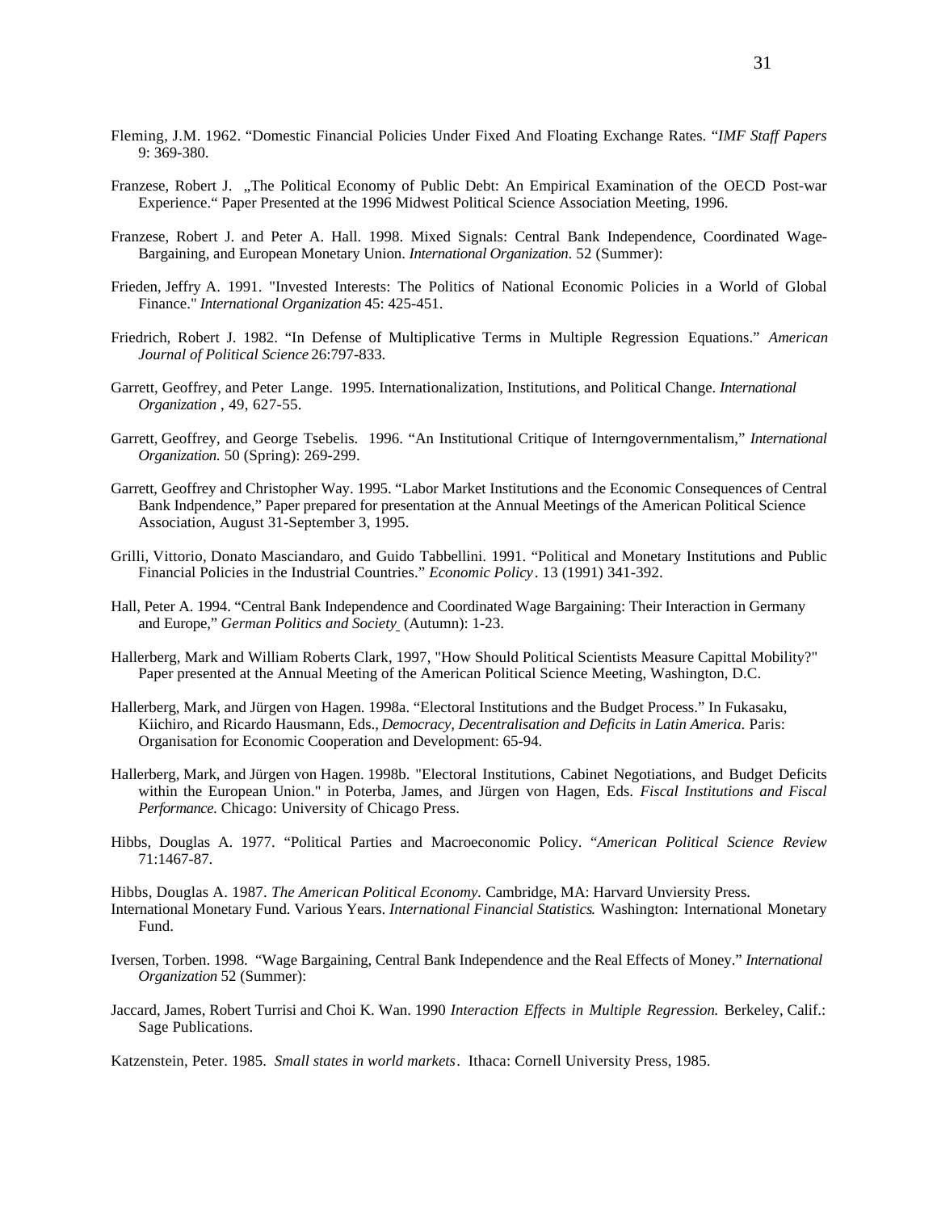Fleming, J.M. 1962. "Domestic Financial Policies Under Fixed And Floating Exchange Rates. "*IMF Staff Papers* 9: 369-380.

Franzese, Robert J. „The Political Economy of Public Debt: An Empirical Examination of the OECD Post-war Experience." Paper Presented at the 1996 Midwest Political Science Association Meeting, 1996.

Franzese, Robert J. and Peter A. Hall. 1998. Mixed Signals: Central Bank Independence, Coordinated Wage-Bargaining, and European Monetary Union. *International Organization.* 52 (Summer):

Frieden, Jeffry A. 1991. "Invested Interests: The Politics of National Economic Policies in a World of Global Finance." *International Organization* 45: 425-451.

Friedrich, Robert J. 1982. "In Defense of Multiplicative Terms in Multiple Regression Equations." *American Journal of Political Science* 26:797-833.

Garrett, Geoffrey, and Peter Lange. 1995. Internationalization, Institutions, and Political Change. *International Organization* , 49, 627-55.

Garrett, Geoffrey, and George Tsebelis. 1996. "An Institutional Critique of Interngovernmentalism," *International Organization.* 50 (Spring): 269-299.

Garrett, Geoffrey and Christopher Way. 1995. "Labor Market Institutions and the Economic Consequences of Central Bank Indpendence," Paper prepared for presentation at the Annual Meetings of the American Political Science Association, August 31-September 3, 1995.

Grilli, Vittorio, Donato Masciandaro, and Guido Tabbellini. 1991. "Political and Monetary Institutions and Public Financial Policies in the Industrial Countries." *Economic Policy*. 13 (1991) 341-392.

Hall, Peter A. 1994. "Central Bank Independence and Coordinated Wage Bargaining: Their Interaction in Germany and Europe," *German Politics and Society* (Autumn): 1-23.

Hallerberg, Mark and William Roberts Clark, 1997, "How Should Political Scientists Measure Capittal Mobility?" Paper presented at the Annual Meeting of the American Political Science Meeting, Washington, D.C.

Hallerberg, Mark, and Jürgen von Hagen. 1998a. "Electoral Institutions and the Budget Process." In Fukasaku, Kiichiro, and Ricardo Hausmann, Eds., *Democracy, Decentralisation and Deficits in Latin America.* Paris: Organisation for Economic Cooperation and Development: 65-94.

Hallerberg, Mark, and Jürgen von Hagen. 1998b. "Electoral Institutions, Cabinet Negotiations, and Budget Deficits within the European Union." in Poterba, James, and Jürgen von Hagen, Eds. *Fiscal Institutions and Fiscal Performance.* Chicago: University of Chicago Press.

Hibbs, Douglas A. 1977. "Political Parties and Macroeconomic Policy. "*American Political Science Review* 71:1467-87.

Hibbs, Douglas A. 1987. *The American Political Economy.* Cambridge, MA: Harvard Unviersity Press.

International Monetary Fund. Various Years. *International Financial Statistics.* Washington: International Monetary Fund.

Iversen, Torben. 1998. "Wage Bargaining, Central Bank Independence and the Real Effects of Money." *International Organization* 52 (Summer):

Jaccard, James, Robert Turrisi and Choi K. Wan. 1990 *Interaction Effects in Multiple Regression.* Berkeley, Calif.: Sage Publications.

Katzenstein, Peter. 1985. *Small states in world markets*. Ithaca: Cornell University Press, 1985.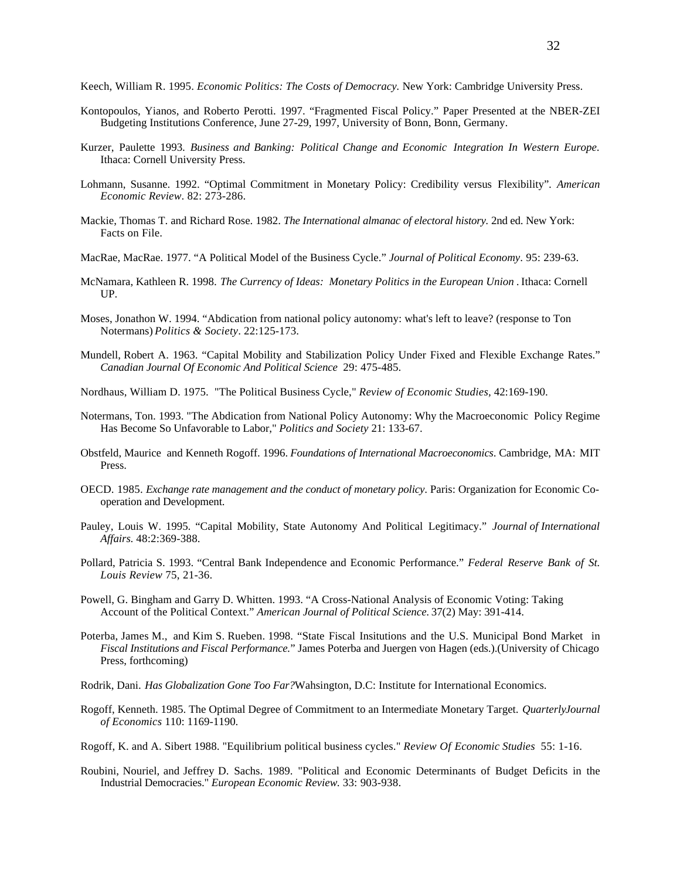Keech, William R. 1995. *Economic Politics: The Costs of Democracy.* New York: Cambridge University Press.

Kontopoulos, Yianos, and Roberto Perotti. 1997. "Fragmented Fiscal Policy." Paper Presented at the NBER-ZEI Budgeting Institutions Conference, June 27-29, 1997, University of Bonn, Bonn, Germany.

Kurzer, Paulette 1993. *Business and Banking: Political Change and Economic Integration In Western Europe.* Ithaca: Cornell University Press.

Lohmann, Susanne. 1992. "Optimal Commitment in Monetary Policy: Credibility versus Flexibility". *American Economic Review*. 82: 273-286.

Mackie, Thomas T. and Richard Rose. 1982. *The International almanac of electoral history.* 2nd ed. New York: Facts on File.

MacRae, MacRae. 1977. "A Political Model of the Business Cycle." *Journal of Political Economy*. 95: 239-63.

McNamara, Kathleen R. 1998. *The Currency of Ideas: Monetary Politics in the European Union* . Ithaca: Cornell UP.

Moses, Jonathon W. 1994. "Abdication from national policy autonomy: what's left to leave? (response to Ton Notermans) *Politics & Society*. 22:125-173.

Mundell, Robert A. 1963. "Capital Mobility and Stabilization Policy Under Fixed and Flexible Exchange Rates." *Canadian Journal Of Economic And Political Science* 29: 475-485.

Nordhaus, William D. 1975. "The Political Business Cycle," *Review of Economic Studies,* 42:169-190.

Notermans, Ton. 1993. "The Abdication from National Policy Autonomy: Why the Macroeconomic Policy Regime Has Become So Unfavorable to Labor," *Politics and Society* 21: 133-67.

Obstfeld, Maurice and Kenneth Rogoff. 1996. *Foundations of International Macroeconomics*. Cambridge, MA: MIT Press.

OECD. 1985. *Exchange rate management and the conduct of monetary policy*. Paris: Organization for Economic Co-operation and Development.

Pauley, Louis W. 1995. "Capital Mobility, State Autonomy And Political Legitimacy." *Journal of International Affairs.* 48:2:369-388.

Pollard, Patricia S. 1993. "Central Bank Independence and Economic Performance." *Federal Reserve Bank of St. Louis Review* 75, 21-36.

Powell, G. Bingham and Garry D. Whitten. 1993. "A Cross-National Analysis of Economic Voting: Taking Account of the Political Context." *American Journal of Political Science.* 37(2) May: 391-414.

Poterba, James M., and Kim S. Rueben. 1998. "State Fiscal Insitutions and the U.S. Municipal Bond Market in *Fiscal Institutions and Fiscal Performance.*" James Poterba and Juergen von Hagen (eds.).(University of Chicago Press, forthcoming)

Rodrik, Dani. *Has Globalization Gone Too Far?*Wahsington, D.C: Institute for International Economics.

Rogoff, Kenneth. 1985. The Optimal Degree of Commitment to an Intermediate Monetary Target. *QuarterlyJournal of Economics* 110: 1169-1190.

Rogoff, K. and A. Sibert 1988. "Equilibrium political business cycles." *Review Of Economic Studies* 55: 1-16.

Roubini, Nouriel, and Jeffrey D. Sachs. 1989. "Political and Economic Determinants of Budget Deficits in the Industrial Democracies." *European Economic Review.* 33: 903-938.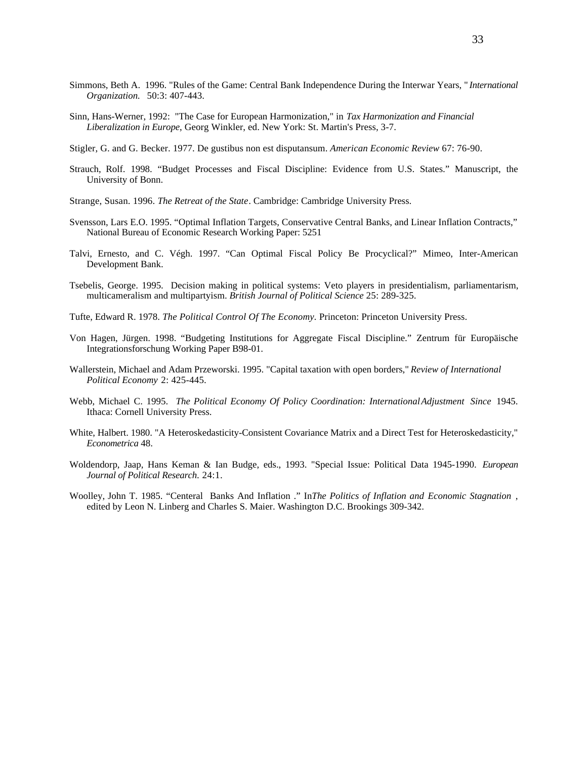Simmons, Beth A. 1996. "Rules of the Game: Central Bank Independence During the Interwar Years, " *International Organization.* 50:3: 407-443.

Sinn, Hans-Werner, 1992: "The Case for European Harmonization," in *Tax Harmonization and Financial Liberalization in Europe*, Georg Winkler, ed. New York: St. Martin's Press, 3-7.

Stigler, G. and G. Becker. 1977. De gustibus non est disputansum. *American Economic Review* 67: 76-90.

Strauch, Rolf. 1998. "Budget Processes and Fiscal Discipline: Evidence from U.S. States." Manuscript, the University of Bonn.

Strange, Susan. 1996. *The Retreat of the State*. Cambridge: Cambridge University Press.

Svensson, Lars E.O. 1995. "Optimal Inflation Targets, Conservative Central Banks, and Linear Inflation Contracts," National Bureau of Economic Research Working Paper: 5251

Talvi, Ernesto, and C. Végh. 1997. "Can Optimal Fiscal Policy Be Procyclical?" Mimeo, Inter-American Development Bank.

Tsebelis, George. 1995. Decision making in political systems: Veto players in presidentialism, parliamentarism, multicameralism and multipartyism. *British Journal of Political Science* 25: 289-325.

Tufte, Edward R. 1978. *The Political Control Of The Economy.* Princeton: Princeton University Press.

Von Hagen, Jürgen. 1998. "Budgeting Institutions for Aggregate Fiscal Discipline." Zentrum für Europäische Integrationsforschung Working Paper B98-01.

Wallerstein, Michael and Adam Przeworski. 1995. "Capital taxation with open borders," *Review of International Political Economy* 2: 425-445.

Webb, Michael C. 1995. *The Political Economy Of Policy Coordination: International Adjustment Since* 1945. Ithaca: Cornell University Press.

White, Halbert. 1980. "A Heteroskedasticity-Consistent Covariance Matrix and a Direct Test for Heteroskedasticity," *Econometrica* 48.

Woldendorp, Jaap, Hans Keman & Ian Budge, eds., 1993. "Special Issue: Political Data 1945-1990. *European Journal of Political Research.* 24:1.

Woolley, John T. 1985. "Centeral Banks And Inflation ." In *The Politics of Inflation and Economic Stagnation* , edited by Leon N. Linberg and Charles S. Maier. Washington D.C. Brookings 309-342.